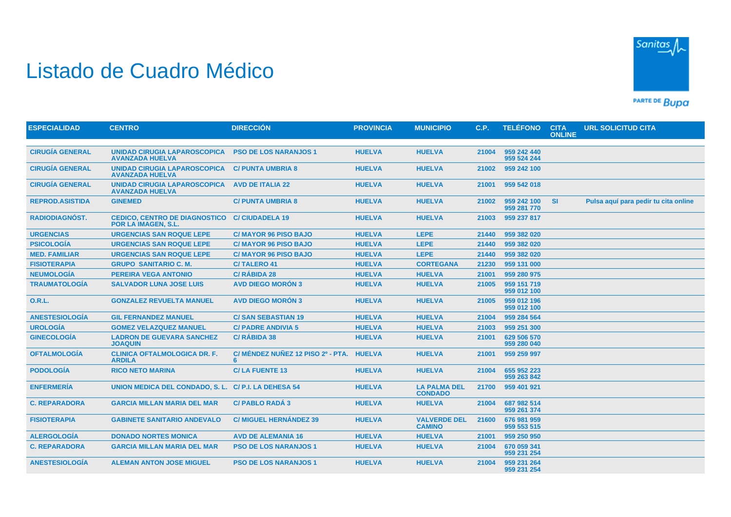# Listado de Cuadro Médico

| ESPECIALIDAD | CENTRO | DIRECCIÓN | PROVINCIA | MUNICIPIO | C.P. | TELÉFONO | CITA ONLINE | URL SOLICITUD CITA |
|---|---|---|---|---|---|---|---|---|
| CIRUGÍA GENERAL | UNIDAD CIRUGIA LAPAROSCOPICA AVANZADA HUELVA | PSO DE LOS NARANJOS 1 | HUELVA | HUELVA | 21004 | 959 242 440<br>959 524 244 | | |
| CIRUGÍA GENERAL | UNIDAD CIRUGIA LAPAROSCOPICA AVANZADA HUELVA | C/ PUNTA UMBRIA 8 | HUELVA | HUELVA | 21002 | 959 242 100 | | |
| CIRUGÍA GENERAL | UNIDAD CIRUGIA LAPAROSCOPICA AVANZADA HUELVA | AVD DE ITALIA 22 | HUELVA | HUELVA | 21001 | 959 542 018 | | |
| REPROD.ASISTIDA | GINEMED | C/ PUNTA UMBRIA 8 | HUELVA | HUELVA | 21002 | 959 242 100<br>959 281 770 | SI | Pulsa aquí para pedir tu cita online |
| RADIODIAGNÓST. | CEDICO, CENTRO DE DIAGNOSTICO POR LA IMAGEN, S.L. | C/ CIUDADELA 19 | HUELVA | HUELVA | 21003 | 959 237 817 | | |
| URGENCIAS | URGENCIAS SAN ROQUE LEPE | C/ MAYOR 96 PISO BAJO | HUELVA | LEPE | 21440 | 959 382 020 | | |
| PSICOLOGÍA | URGENCIAS SAN ROQUE LEPE | C/ MAYOR 96 PISO BAJO | HUELVA | LEPE | 21440 | 959 382 020 | | |
| MED. FAMILIAR | URGENCIAS SAN ROQUE LEPE | C/ MAYOR 96 PISO BAJO | HUELVA | LEPE | 21440 | 959 382 020 | | |
| FISIOTERAPIA | GRUPO SANITARIO C. M. | C/ TALERO 41 | HUELVA | CORTEGANA | 21230 | 959 131 000 | | |
| NEUMOLOGÍA | PEREIRA VEGA ANTONIO | C/ RÁBIDA 28 | HUELVA | HUELVA | 21001 | 959 280 975 | | |
| TRAUMATOLOGÍA | SALVADOR LUNA JOSE LUIS | AVD DIEGO MORÓN 3 | HUELVA | HUELVA | 21005 | 959 151 719<br>959 012 100 | | |
| O.R.L. | GONZALEZ REVUELTA MANUEL | AVD DIEGO MORÓN 3 | HUELVA | HUELVA | 21005 | 959 012 196<br>959 012 100 | | |
| ANESTESIOLOGÍA | GIL FERNANDEZ MANUEL | C/ SAN SEBASTIAN 19 | HUELVA | HUELVA | 21004 | 959 284 564 | | |
| UROLOGÍA | GOMEZ VELAZQUEZ MANUEL | C/ PADRE ANDIVIA 5 | HUELVA | HUELVA | 21003 | 959 251 300 | | |
| GINECOLOGÍA | LADRON DE GUEVARA SANCHEZ JOAQUIN | C/ RÁBIDA 38 | HUELVA | HUELVA | 21001 | 629 506 570<br>959 280 040 | | |
| OFTALMOLOGÍA | CLINICA OFTALMOLOGICA DR. F. ARDILA | C/ MÉNDEZ NUÑEZ 12 PISO 2º - PTA. 6 | HUELVA | HUELVA | 21001 | 959 259 997 | | |
| PODOLOGÍA | RICO NETO MARINA | C/ LA FUENTE 13 | HUELVA | HUELVA | 21004 | 655 952 223<br>959 263 842 | | |
| ENFERMERÍA | UNION MEDICA DEL CONDADO, S. L. | C/ P.I. LA DEHESA 54 | HUELVA | LA PALMA DEL CONDADO | 21700 | 959 401 921 | | |
| C. REPARADORA | GARCIA MILLAN MARIA DEL MAR | C/ PABLO RADÁ 3 | HUELVA | HUELVA | 21004 | 687 982 514<br>959 261 374 | | |
| FISIOTERAPIA | GABINETE SANITARIO ANDEVALO | C/ MIGUEL HERNÁNDEZ 39 | HUELVA | VALVERDE DEL CAMINO | 21600 | 676 981 959<br>959 553 515 | | |
| ALERGOLOGÍA | DONADO NORTES MONICA | AVD DE ALEMANIA 16 | HUELVA | HUELVA | 21001 | 959 250 950 | | |
| C. REPARADORA | GARCIA MILLAN MARIA DEL MAR | PSO DE LOS NARANJOS 1 | HUELVA | HUELVA | 21004 | 670 059 341<br>959 231 254 | | |
| ANESTESIOLOGÍA | ALEMAN ANTON JOSE MIGUEL | PSO DE LOS NARANJOS 1 | HUELVA | HUELVA | 21004 | 959 231 264<br>959 231 254 | | |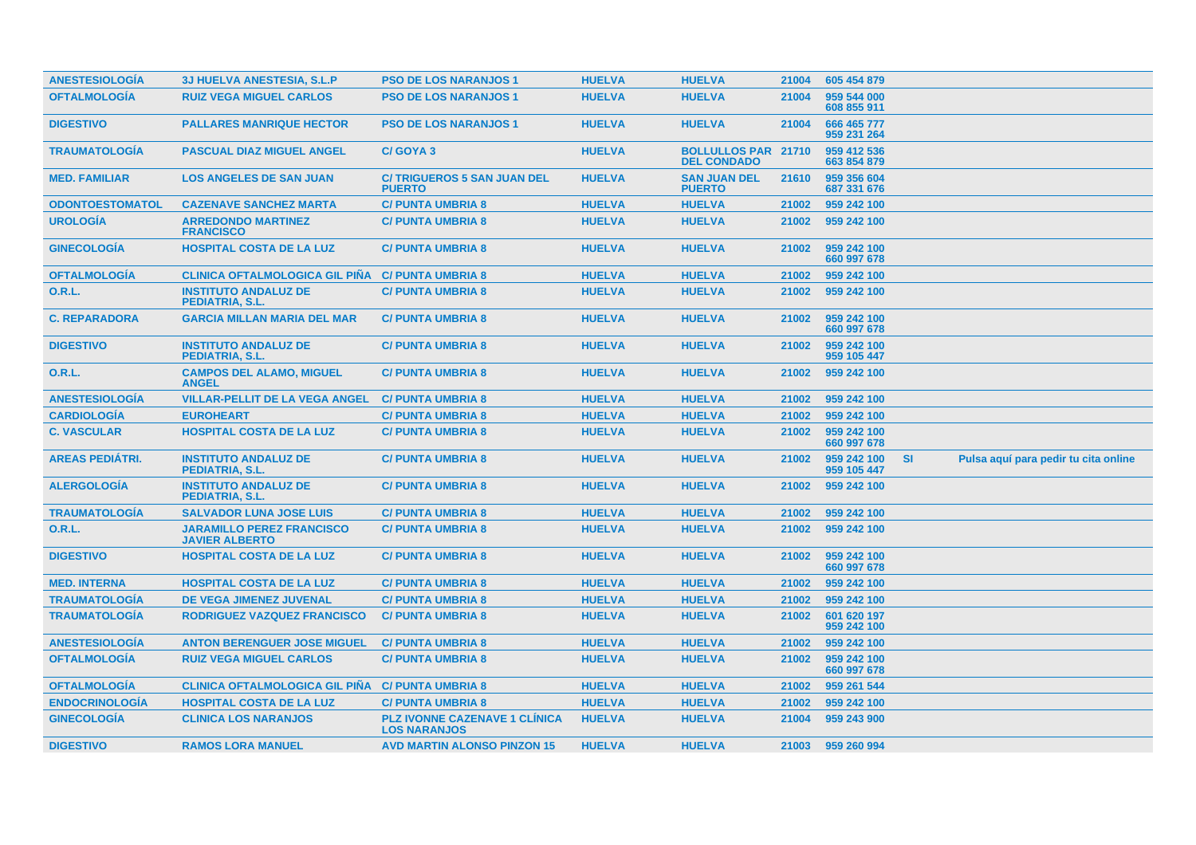| | | | | | | | | |
|---|---|---|---|---|---|---|---|---|
| ANESTESIOLOGÍA | 3J HUELVA ANESTESIA, S.L.P | PSO DE LOS NARANJOS 1 | HUELVA | HUELVA | 21004 | 605 454 879 | | |
| OFTALMOLOGÍA | RUIZ VEGA MIGUEL CARLOS | PSO DE LOS NARANJOS 1 | HUELVA | HUELVA | 21004 | 959 544 000<br>608 855 911 | | |
| DIGESTIVO | PALLARES MANRIQUE HECTOR | PSO DE LOS NARANJOS 1 | HUELVA | HUELVA | 21004 | 666 465 777<br>959 231 264 | | |
| TRAUMATOLOGÍA | PASCUAL DIAZ MIGUEL ANGEL | C/ GOYA 3 | HUELVA | BOLLULLOS PAR DEL CONDADO | 21710 | 959 412 536<br>663 854 879 | | |
| MED. FAMILIAR | LOS ANGELES DE SAN JUAN | C/ TRIGUEROS 5 SAN JUAN DEL PUERTO | HUELVA | SAN JUAN DEL PUERTO | 21610 | 959 356 604<br>687 331 676 | | |
| ODONTOESTOMATOL | CAZENAVE SANCHEZ MARTA | C/ PUNTA UMBRIA 8 | HUELVA | HUELVA | 21002 | 959 242 100 | | |
| UROLOGÍA | ARREDONDO MARTINEZ FRANCISCO | C/ PUNTA UMBRIA 8 | HUELVA | HUELVA | 21002 | 959 242 100 | | |
| GINECOLOGÍA | HOSPITAL COSTA DE LA LUZ | C/ PUNTA UMBRIA 8 | HUELVA | HUELVA | 21002 | 959 242 100<br>660 997 678 | | |
| OFTALMOLOGÍA | CLINICA OFTALMOLOGICA GIL PIÑA | C/ PUNTA UMBRIA 8 | HUELVA | HUELVA | 21002 | 959 242 100 | | |
| O.R.L. | INSTITUTO ANDALUZ DE PEDIATRIA, S.L. | C/ PUNTA UMBRIA 8 | HUELVA | HUELVA | 21002 | 959 242 100 | | |
| C. REPARADORA | GARCIA MILLAN MARIA DEL MAR | C/ PUNTA UMBRIA 8 | HUELVA | HUELVA | 21002 | 959 242 100<br>660 997 678 | | |
| DIGESTIVO | INSTITUTO ANDALUZ DE PEDIATRIA, S.L. | C/ PUNTA UMBRIA 8 | HUELVA | HUELVA | 21002 | 959 242 100<br>959 105 447 | | |
| O.R.L. | CAMPOS DEL ALAMO, MIGUEL ANGEL | C/ PUNTA UMBRIA 8 | HUELVA | HUELVA | 21002 | 959 242 100 | | |
| ANESTESIOLOGÍA | VILLAR-PELLIT DE LA VEGA ANGEL | C/ PUNTA UMBRIA 8 | HUELVA | HUELVA | 21002 | 959 242 100 | | |
| CARDIOLOGÍA | EUROHEART | C/ PUNTA UMBRIA 8 | HUELVA | HUELVA | 21002 | 959 242 100 | | |
| C. VASCULAR | HOSPITAL COSTA DE LA LUZ | C/ PUNTA UMBRIA 8 | HUELVA | HUELVA | 21002 | 959 242 100<br>660 997 678 | | |
| AREAS PEDIÁTRI. | INSTITUTO ANDALUZ DE PEDIATRIA, S.L. | C/ PUNTA UMBRIA 8 | HUELVA | HUELVA | 21002 | 959 242 100<br>959 105 447 | SI | Pulsa aquí para pedir tu cita online |
| ALERGOLOGÍA | INSTITUTO ANDALUZ DE PEDIATRIA, S.L. | C/ PUNTA UMBRIA 8 | HUELVA | HUELVA | 21002 | 959 242 100 | | |
| TRAUMATOLOGÍA | SALVADOR LUNA JOSE LUIS | C/ PUNTA UMBRIA 8 | HUELVA | HUELVA | 21002 | 959 242 100 | | |
| O.R.L. | JARAMILLO PEREZ FRANCISCO JAVIER ALBERTO | C/ PUNTA UMBRIA 8 | HUELVA | HUELVA | 21002 | 959 242 100 | | |
| DIGESTIVO | HOSPITAL COSTA DE LA LUZ | C/ PUNTA UMBRIA 8 | HUELVA | HUELVA | 21002 | 959 242 100<br>660 997 678 | | |
| MED. INTERNA | HOSPITAL COSTA DE LA LUZ | C/ PUNTA UMBRIA 8 | HUELVA | HUELVA | 21002 | 959 242 100 | | |
| TRAUMATOLOGÍA | DE VEGA JIMENEZ JUVENAL | C/ PUNTA UMBRIA 8 | HUELVA | HUELVA | 21002 | 959 242 100 | | |
| TRAUMATOLOGÍA | RODRIGUEZ VAZQUEZ FRANCISCO | C/ PUNTA UMBRIA 8 | HUELVA | HUELVA | 21002 | 601 620 197<br>959 242 100 | | |
| ANESTESIOLOGÍA | ANTON BERENGUER JOSE MIGUEL | C/ PUNTA UMBRIA 8 | HUELVA | HUELVA | 21002 | 959 242 100 | | |
| OFTALMOLOGÍA | RUIZ VEGA MIGUEL CARLOS | C/ PUNTA UMBRIA 8 | HUELVA | HUELVA | 21002 | 959 242 100<br>660 997 678 | | |
| OFTALMOLOGÍA | CLINICA OFTALMOLOGICA GIL PIÑA | C/ PUNTA UMBRIA 8 | HUELVA | HUELVA | 21002 | 959 261 544 | | |
| ENDOCRINOLOGÍA | HOSPITAL COSTA DE LA LUZ | C/ PUNTA UMBRIA 8 | HUELVA | HUELVA | 21002 | 959 242 100 | | |
| GINECOLOGÍA | CLINICA LOS NARANJOS | PLZ IVONNE CAZENAVE 1 CLÍNICA LOS NARANJOS | HUELVA | HUELVA | 21004 | 959 243 900 | | |
| DIGESTIVO | RAMOS LORA MANUEL | AVD MARTIN ALONSO PINZON 15 | HUELVA | HUELVA | 21003 | 959 260 994 | | |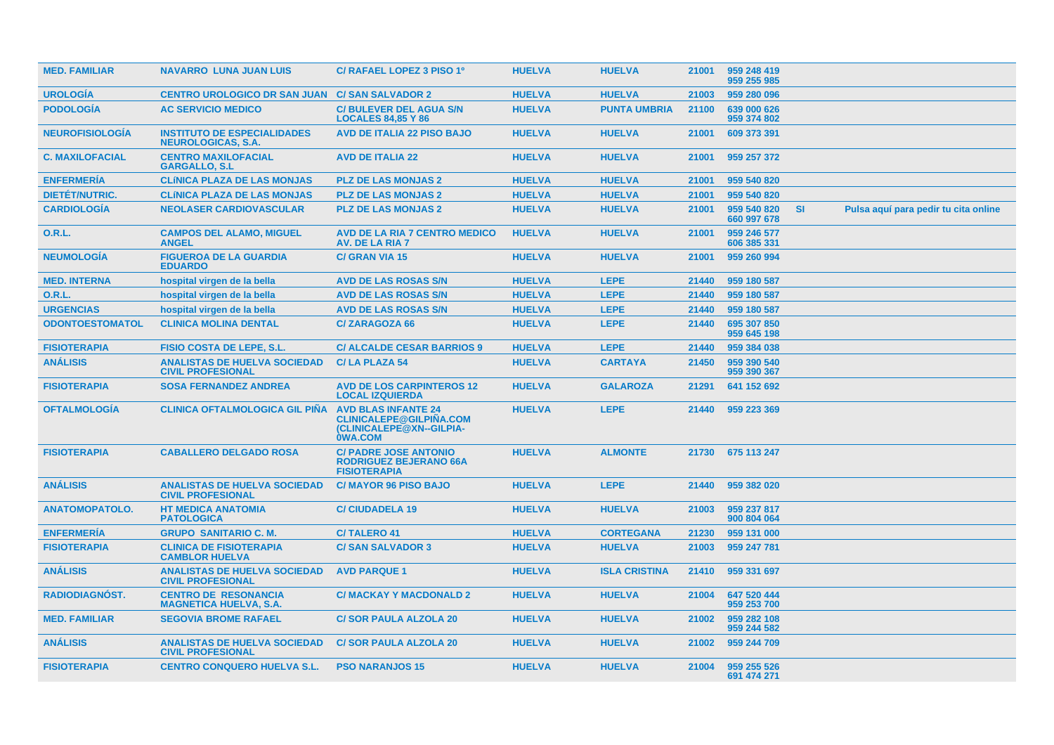| | | | | | | | | |
|---|---|---|---|---|---|---|---|---|
| **MED. FAMILIAR** | **NAVARRO LUNA JUAN LUIS** | **C/ RAFAEL LOPEZ 3 PISO 1º** | **HUELVA** | **HUELVA** | 21001 | 959 248 419<br>959 255 985 | | |
| **UROLOGÍA** | **CENTRO UROLOGICO DR SAN JUAN** | **C/ SAN SALVADOR 2** | **HUELVA** | **HUELVA** | 21003 | 959 280 096 | | |
| **PODOLOGÍA** | **AC SERVICIO MEDICO** | **C/ BULEVER DEL AGUA S/N LOCALES 84,85 Y 86** | **HUELVA** | **PUNTA UMBRIA** | 21100 | 639 000 626<br>959 374 802 | | |
| **NEUROFISIOLOGÍA** | **INSTITUTO DE ESPECIALIDADES NEUROLOGICAS, S.A.** | **AVD DE ITALIA 22 PISO BAJO** | **HUELVA** | **HUELVA** | 21001 | 609 373 391 | | |
| **C. MAXILOFACIAL** | **CENTRO MAXILOFACIAL GARGALLO, S.L** | **AVD DE ITALIA 22** | **HUELVA** | **HUELVA** | 21001 | 959 257 372 | | |
| **ENFERMERÍA** | **CLÍNICA PLAZA DE LAS MONJAS** | **PLZ DE LAS MONJAS 2** | **HUELVA** | **HUELVA** | 21001 | 959 540 820 | | |
| **DIETÉT/NUTRIC.** | **CLÍNICA PLAZA DE LAS MONJAS** | **PLZ DE LAS MONJAS 2** | **HUELVA** | **HUELVA** | 21001 | 959 540 820 | | |
| **CARDIOLOGÍA** | **NEOLASER CARDIOVASCULAR** | **PLZ DE LAS MONJAS 2** | **HUELVA** | **HUELVA** | 21001 | 959 540 820<br>660 997 678 | **SI** | **Pulsa aquí para pedir tu cita online** |
| **O.R.L.** | **CAMPOS DEL ALAMO, MIGUEL ANGEL** | **AVD DE LA RIA 7 CENTRO MEDICO AV. DE LA RIA 7** | **HUELVA** | **HUELVA** | 21001 | 959 246 577<br>606 385 331 | | |
| **NEUMOLOGÍA** | **FIGUEROA DE LA GUARDIA EDUARDO** | **C/ GRAN VIA 15** | **HUELVA** | **HUELVA** | 21001 | 959 260 994 | | |
| **MED. INTERNA** | **hospital virgen de la bella** | **AVD DE LAS ROSAS S/N** | **HUELVA** | **LEPE** | 21440 | 959 180 587 | | |
| **O.R.L.** | **hospital virgen de la bella** | **AVD DE LAS ROSAS S/N** | **HUELVA** | **LEPE** | 21440 | 959 180 587 | | |
| **URGENCIAS** | **hospital virgen de la bella** | **AVD DE LAS ROSAS S/N** | **HUELVA** | **LEPE** | 21440 | 959 180 587 | | |
| **ODONTOESTOMATOL** | **CLINICA MOLINA DENTAL** | **C/ ZARAGOZA 66** | **HUELVA** | **LEPE** | 21440 | 695 307 850<br>959 645 198 | | |
| **FISIOTERAPIA** | **FISIO COSTA DE LEPE, S.L.** | **C/ ALCALDE CESAR BARRIOS 9** | **HUELVA** | **LEPE** | 21440 | 959 384 038 | | |
| **ANÁLISIS** | **ANALISTAS DE HUELVA SOCIEDAD CIVIL PROFESIONAL** | **C/ LA PLAZA 54** | **HUELVA** | **CARTAYA** | 21450 | 959 390 540<br>959 390 367 | | |
| **FISIOTERAPIA** | **SOSA FERNANDEZ ANDREA** | **AVD DE LOS CARPINTEROS 12 LOCAL IZQUIERDA** | **HUELVA** | **GALAROZA** | 21291 | 641 152 692 | | |
| **OFTALMOLOGÍA** | **CLINICA OFTALMOLOGICA GIL PIÑA** | **AVD BLAS INFANTE 24 CLINICALEPE@GILPIÑA.COM (CLINICALEPE@XN--GILPIA-0WA.COM** | **HUELVA** | **LEPE** | 21440 | 959 223 369 | | |
| **FISIOTERAPIA** | **CABALLERO DELGADO ROSA** | **C/ PADRE JOSE ANTONIO RODRIGUEZ BEJERANO 66A FISIOTERAPIA** | **HUELVA** | **ALMONTE** | 21730 | 675 113 247 | | |
| **ANÁLISIS** | **ANALISTAS DE HUELVA SOCIEDAD CIVIL PROFESIONAL** | **C/ MAYOR 96 PISO BAJO** | **HUELVA** | **LEPE** | 21440 | 959 382 020 | | |
| **ANATOMOPATOLO.** | **HT MEDICA ANATOMIA PATOLOGICA** | **C/ CIUDADELA 19** | **HUELVA** | **HUELVA** | 21003 | 959 237 817<br>900 804 064 | | |
| **ENFERMERÍA** | **GRUPO SANITARIO C. M.** | **C/ TALERO 41** | **HUELVA** | **CORTEGANA** | 21230 | 959 131 000 | | |
| **FISIOTERAPIA** | **CLINICA DE FISIOTERAPIA CAMBLOR HUELVA** | **C/ SAN SALVADOR 3** | **HUELVA** | **HUELVA** | 21003 | 959 247 781 | | |
| **ANÁLISIS** | **ANALISTAS DE HUELVA SOCIEDAD CIVIL PROFESIONAL** | **AVD PARQUE 1** | **HUELVA** | **ISLA CRISTINA** | 21410 | 959 331 697 | | |
| **RADIODIAGNÓST.** | **CENTRO DE RESONANCIA MAGNETICA HUELVA, S.A.** | **C/ MACKAY Y MACDONALD 2** | **HUELVA** | **HUELVA** | 21004 | 647 520 444<br>959 253 700 | | |
| **MED. FAMILIAR** | **SEGOVIA BROME RAFAEL** | **C/ SOR PAULA ALZOLA 20** | **HUELVA** | **HUELVA** | 21002 | 959 282 108<br>959 244 582 | | |
| **ANÁLISIS** | **ANALISTAS DE HUELVA SOCIEDAD CIVIL PROFESIONAL** | **C/ SOR PAULA ALZOLA 20** | **HUELVA** | **HUELVA** | 21002 | 959 244 709 | | |
| **FISIOTERAPIA** | **CENTRO CONQUERO HUELVA S.L.** | **PSO NARANJOS 15** | **HUELVA** | **HUELVA** | 21004 | 959 255 526<br>691 474 271 | | |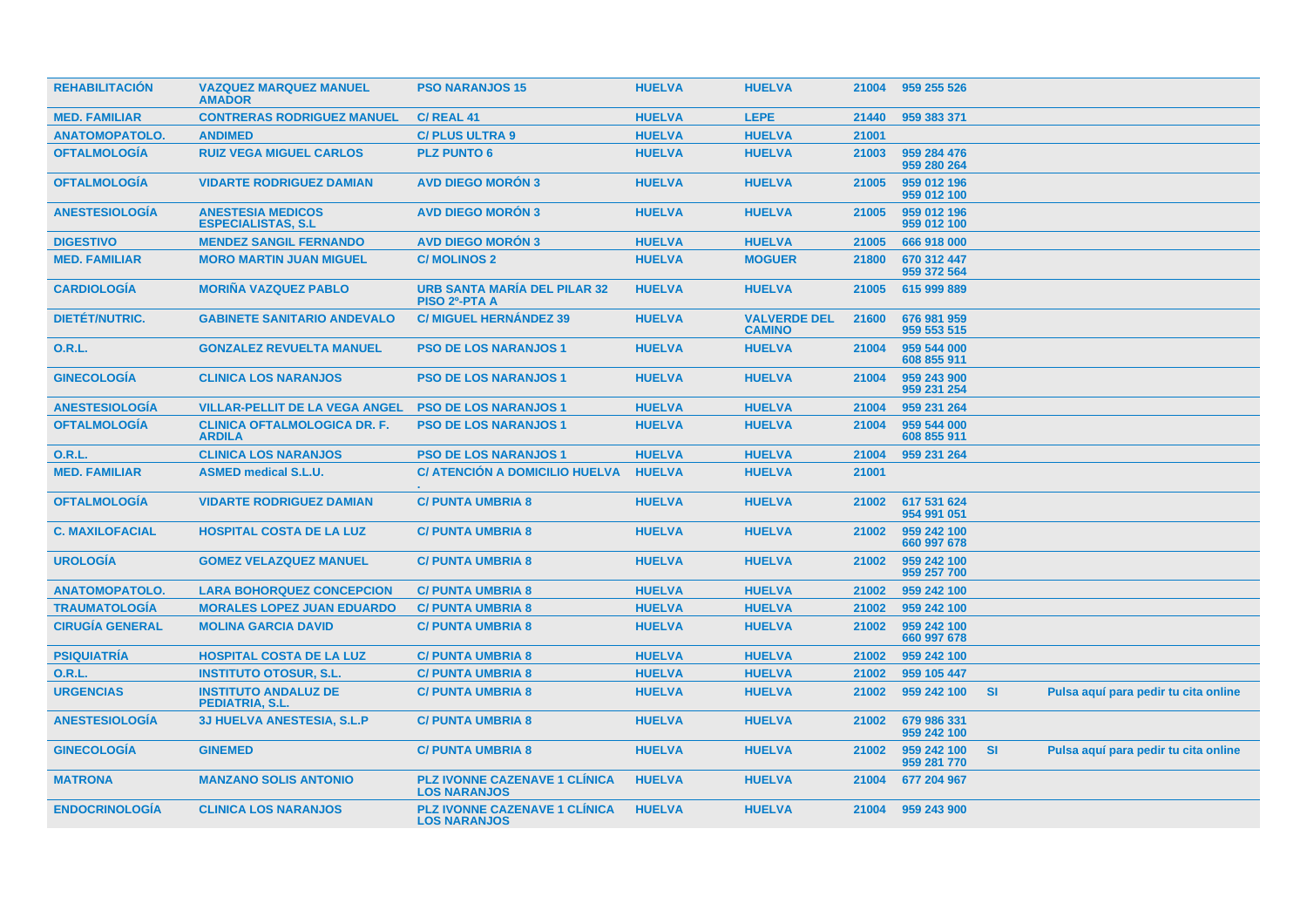| REHABILITACIÓN | VAZQUEZ MARQUEZ MANUEL AMADOR | PSO NARANJOS 15 | HUELVA | HUELVA | 21004 | 959 255 526 | | |
|---|---|---|---|---|---|---|---|---|
| MED. FAMILIAR | CONTRERAS RODRIGUEZ MANUEL | C/ REAL 41 | HUELVA | LEPE | 21440 | 959 383 371 | | |
| ANATOMOPATOLO. | ANDIMED | C/ PLUS ULTRA 9 | HUELVA | HUELVA | 21001 | | | |
| OFTALMOLOGÍA | RUIZ VEGA MIGUEL CARLOS | PLZ PUNTO 6 | HUELVA | HUELVA | 21003 | 959 284 476<br>959 280 264 | | |
| OFTALMOLOGÍA | VIDARTE RODRIGUEZ DAMIAN | AVD DIEGO MORÓN 3 | HUELVA | HUELVA | 21005 | 959 012 196<br>959 012 100 | | |
| ANESTESIOLOGÍA | ANESTESIA MEDICOS ESPECIALISTAS, S.L | AVD DIEGO MORÓN 3 | HUELVA | HUELVA | 21005 | 959 012 196<br>959 012 100 | | |
| DIGESTIVO | MENDEZ SANGIL FERNANDO | AVD DIEGO MORÓN 3 | HUELVA | HUELVA | 21005 | 666 918 000 | | |
| MED. FAMILIAR | MORO MARTIN JUAN MIGUEL | C/ MOLINOS 2 | HUELVA | MOGUER | 21800 | 670 312 447<br>959 372 564 | | |
| CARDIOLOGÍA | MORIÑA VAZQUEZ PABLO | URB SANTA MARÍA DEL PILAR 32 PISO 2º-PTA A | HUELVA | HUELVA | 21005 | 615 999 889 | | |
| DIETÉT/NUTRIC. | GABINETE SANITARIO ANDEVALO | C/ MIGUEL HERNÁNDEZ 39 | HUELVA | VALVERDE DEL CAMINO | 21600 | 676 981 959<br>959 553 515 | | |
| O.R.L. | GONZALEZ REVUELTA MANUEL | PSO DE LOS NARANJOS 1 | HUELVA | HUELVA | 21004 | 959 544 000<br>608 855 911 | | |
| GINECOLOGÍA | CLINICA LOS NARANJOS | PSO DE LOS NARANJOS 1 | HUELVA | HUELVA | 21004 | 959 243 900<br>959 231 254 | | |
| ANESTESIOLOGÍA | VILLAR-PELLIT DE LA VEGA ANGEL | PSO DE LOS NARANJOS 1 | HUELVA | HUELVA | 21004 | 959 231 264 | | |
| OFTALMOLOGÍA | CLINICA OFTALMOLOGICA DR. F. ARDILA | PSO DE LOS NARANJOS 1 | HUELVA | HUELVA | 21004 | 959 544 000<br>608 855 911 | | |
| O.R.L. | CLINICA LOS NARANJOS | PSO DE LOS NARANJOS 1 | HUELVA | HUELVA | 21004 | 959 231 264 | | |
| MED. FAMILIAR | ASMED medical S.L.U. | C/ ATENCIÓN A DOMICILIO HUELVA . | HUELVA | HUELVA | 21001 | | | |
| OFTALMOLOGÍA | VIDARTE RODRIGUEZ DAMIAN | C/ PUNTA UMBRIA 8 | HUELVA | HUELVA | 21002 | 617 531 624<br>954 991 051 | | |
| C. MAXILOFACIAL | HOSPITAL COSTA DE LA LUZ | C/ PUNTA UMBRIA 8 | HUELVA | HUELVA | 21002 | 959 242 100<br>660 997 678 | | |
| UROLOGÍA | GOMEZ VELAZQUEZ MANUEL | C/ PUNTA UMBRIA 8 | HUELVA | HUELVA | 21002 | 959 242 100<br>959 257 700 | | |
| ANATOMOPATOLO. | LARA BOHORQUEZ CONCEPCION | C/ PUNTA UMBRIA 8 | HUELVA | HUELVA | 21002 | 959 242 100 | | |
| TRAUMATOLOGÍA | MORALES LOPEZ JUAN EDUARDO | C/ PUNTA UMBRIA 8 | HUELVA | HUELVA | 21002 | 959 242 100 | | |
| CIRUGÍA GENERAL | MOLINA GARCIA DAVID | C/ PUNTA UMBRIA 8 | HUELVA | HUELVA | 21002 | 959 242 100<br>660 997 678 | | |
| PSIQUIATRÍA | HOSPITAL COSTA DE LA LUZ | C/ PUNTA UMBRIA 8 | HUELVA | HUELVA | 21002 | 959 242 100 | | |
| O.R.L. | INSTITUTO OTOSUR, S.L. | C/ PUNTA UMBRIA 8 | HUELVA | HUELVA | 21002 | 959 105 447 | | |
| URGENCIAS | INSTITUTO ANDALUZ DE PEDIATRIA, S.L. | C/ PUNTA UMBRIA 8 | HUELVA | HUELVA | 21002 | 959 242 100 | SI | Pulsa aquí para pedir tu cita online |
| ANESTESIOLOGÍA | 3J HUELVA ANESTESIA, S.L.P | C/ PUNTA UMBRIA 8 | HUELVA | HUELVA | 21002 | 679 986 331<br>959 242 100 | | |
| GINECOLOGÍA | GINEMED | C/ PUNTA UMBRIA 8 | HUELVA | HUELVA | 21002 | 959 242 100<br>959 281 770 | SI | Pulsa aquí para pedir tu cita online |
| MATRONA | MANZANO SOLIS ANTONIO | PLZ IVONNE CAZENAVE 1 CLÍNICA LOS NARANJOS | HUELVA | HUELVA | 21004 | 677 204 967 | | |
| ENDOCRINOLOGÍA | CLINICA LOS NARANJOS | PLZ IVONNE CAZENAVE 1 CLÍNICA LOS NARANJOS | HUELVA | HUELVA | 21004 | 959 243 900 | | |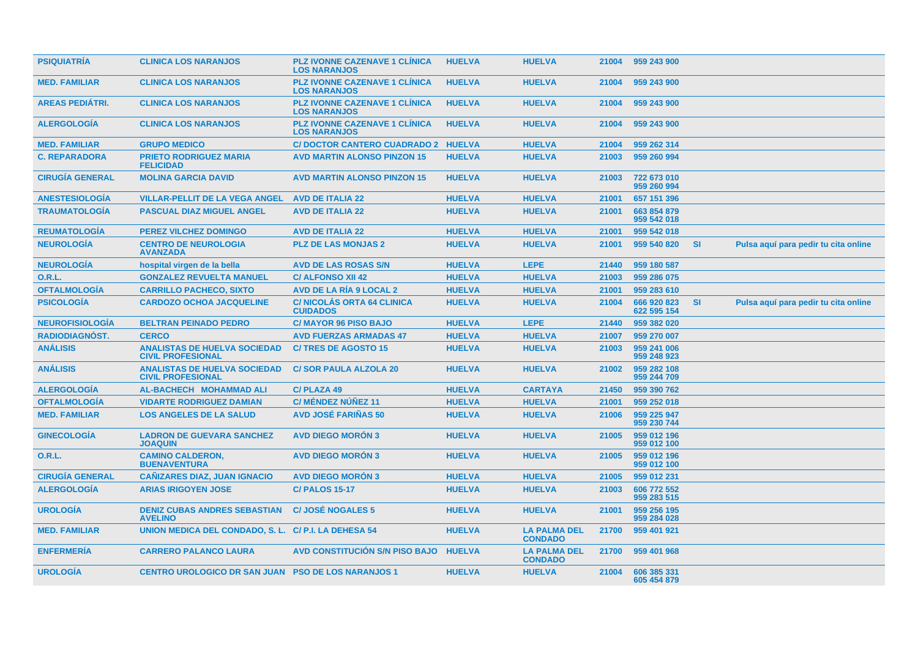| | | | | | | | | |
|---|---|---|---|---|---|---|---|---|
| **PSIQUIATRÍA** | **CLINICA LOS NARANJOS** | **PLZ IVONNE CAZENAVE 1 CLÍNICA LOS NARANJOS** | **HUELVA** | **HUELVA** | **21004** | **959 243 900** | | |
| **MED. FAMILIAR** | **CLINICA LOS NARANJOS** | **PLZ IVONNE CAZENAVE 1 CLÍNICA LOS NARANJOS** | **HUELVA** | **HUELVA** | **21004** | **959 243 900** | | |
| **AREAS PEDIÁTRI.** | **CLINICA LOS NARANJOS** | **PLZ IVONNE CAZENAVE 1 CLÍNICA LOS NARANJOS** | **HUELVA** | **HUELVA** | **21004** | **959 243 900** | | |
| **ALERGOLOGÍA** | **CLINICA LOS NARANJOS** | **PLZ IVONNE CAZENAVE 1 CLÍNICA LOS NARANJOS** | **HUELVA** | **HUELVA** | **21004** | **959 243 900** | | |
| **MED. FAMILIAR** | **GRUPO MEDICO** | **C/ DOCTOR CANTERO CUADRADO 2** | **HUELVA** | **HUELVA** | **21004** | **959 262 314** | | |
| **C. REPARADORA** | **PRIETO RODRIGUEZ MARIA FELICIDAD** | **AVD MARTIN ALONSO PINZON 15** | **HUELVA** | **HUELVA** | **21003** | **959 260 994** | | |
| **CIRUGÍA GENERAL** | **MOLINA GARCIA DAVID** | **AVD MARTIN ALONSO PINZON 15** | **HUELVA** | **HUELVA** | **21003** | **722 673 010 959 260 994** | | |
| **ANESTESIOLOGÍA** | **VILLAR-PELLIT DE LA VEGA ANGEL** | **AVD DE ITALIA 22** | **HUELVA** | **HUELVA** | **21001** | **657 151 396** | | |
| **TRAUMATOLOGÍA** | **PASCUAL DIAZ MIGUEL ANGEL** | **AVD DE ITALIA 22** | **HUELVA** | **HUELVA** | **21001** | **663 854 879 959 542 018** | | |
| **REUMATOLOGÍA** | **PEREZ VILCHEZ DOMINGO** | **AVD DE ITALIA 22** | **HUELVA** | **HUELVA** | **21001** | **959 542 018** | | |
| **NEUROLOGÍA** | **CENTRO DE NEUROLOGIA AVANZADA** | **PLZ DE LAS MONJAS 2** | **HUELVA** | **HUELVA** | **21001** | **959 540 820** | **SI** | **Pulsa aquí para pedir tu cita online** |
| **NEUROLOGÍA** | **hospital virgen de la bella** | **AVD DE LAS ROSAS S/N** | **HUELVA** | **LEPE** | **21440** | **959 180 587** | | |
| **O.R.L.** | **GONZALEZ REVUELTA MANUEL** | **C/ ALFONSO XII 42** | **HUELVA** | **HUELVA** | **21003** | **959 286 075** | | |
| **OFTALMOLOGÍA** | **CARRILLO PACHECO, SIXTO** | **AVD DE LA RÍA 9 LOCAL 2** | **HUELVA** | **HUELVA** | **21001** | **959 283 610** | | |
| **PSICOLOGÍA** | **CARDOZO OCHOA JACQUELINE** | **C/ NICOLÁS ORTA 64 CLINICA CUIDADOS** | **HUELVA** | **HUELVA** | **21004** | **666 920 823 622 595 154** | **SI** | **Pulsa aquí para pedir tu cita online** |
| **NEUROFISIOLOGÍA** | **BELTRAN PEINADO PEDRO** | **C/ MAYOR 96 PISO BAJO** | **HUELVA** | **LEPE** | **21440** | **959 382 020** | | |
| **RADIODIAGNÓST.** | **CERCO** | **AVD FUERZAS ARMADAS 47** | **HUELVA** | **HUELVA** | **21007** | **959 270 007** | | |
| **ANÁLISIS** | **ANALISTAS DE HUELVA SOCIEDAD CIVIL PROFESIONAL** | **C/ TRES DE AGOSTO 15** | **HUELVA** | **HUELVA** | **21003** | **959 241 006 959 248 923** | | |
| **ANÁLISIS** | **ANALISTAS DE HUELVA SOCIEDAD CIVIL PROFESIONAL** | **C/ SOR PAULA ALZOLA 20** | **HUELVA** | **HUELVA** | **21002** | **959 282 108 959 244 709** | | |
| **ALERGOLOGÍA** | **AL-BACHECH MOHAMMAD ALI** | **C/ PLAZA 49** | **HUELVA** | **CARTAYA** | **21450** | **959 390 762** | | |
| **OFTALMOLOGÍA** | **VIDARTE RODRIGUEZ DAMIAN** | **C/ MÉNDEZ NÚÑEZ 11** | **HUELVA** | **HUELVA** | **21001** | **959 252 018** | | |
| **MED. FAMILIAR** | **LOS ANGELES DE LA SALUD** | **AVD JOSÉ FARIÑAS 50** | **HUELVA** | **HUELVA** | **21006** | **959 225 947 959 230 744** | | |
| **GINECOLOGÍA** | **LADRON DE GUEVARA SANCHEZ JOAQUIN** | **AVD DIEGO MORÓN 3** | **HUELVA** | **HUELVA** | **21005** | **959 012 196 959 012 100** | | |
| **O.R.L.** | **CAMINO CALDERON, BUENAVENTURA** | **AVD DIEGO MORÓN 3** | **HUELVA** | **HUELVA** | **21005** | **959 012 196 959 012 100** | | |
| **CIRUGÍA GENERAL** | **CAÑIZARES DIAZ, JUAN IGNACIO** | **AVD DIEGO MORÓN 3** | **HUELVA** | **HUELVA** | **21005** | **959 012 231** | | |
| **ALERGOLOGÍA** | **ARIAS IRIGOYEN JOSE** | **C/ PALOS 15-17** | **HUELVA** | **HUELVA** | **21003** | **606 772 552 959 283 515** | | |
| **UROLOGÍA** | **DENIZ CUBAS ANDRES SEBASTIAN AVELINO** | **C/ JOSÉ NOGALES 5** | **HUELVA** | **HUELVA** | **21001** | **959 256 195 959 284 028** | | |
| **MED. FAMILIAR** | **UNION MEDICA DEL CONDADO, S. L.** | **C/ P.I. LA DEHESA 54** | **HUELVA** | **LA PALMA DEL CONDADO** | **21700** | **959 401 921** | | |
| **ENFERMERÍA** | **CARRERO PALANCO LAURA** | **AVD CONSTITUCIÓN S/N PISO BAJO** | **HUELVA** | **LA PALMA DEL CONDADO** | **21700** | **959 401 968** | | |
| **UROLOGÍA** | **CENTRO UROLOGICO DR SAN JUAN** | **PSO DE LOS NARANJOS 1** | **HUELVA** | **HUELVA** | **21004** | **606 385 331 605 454 879** | | |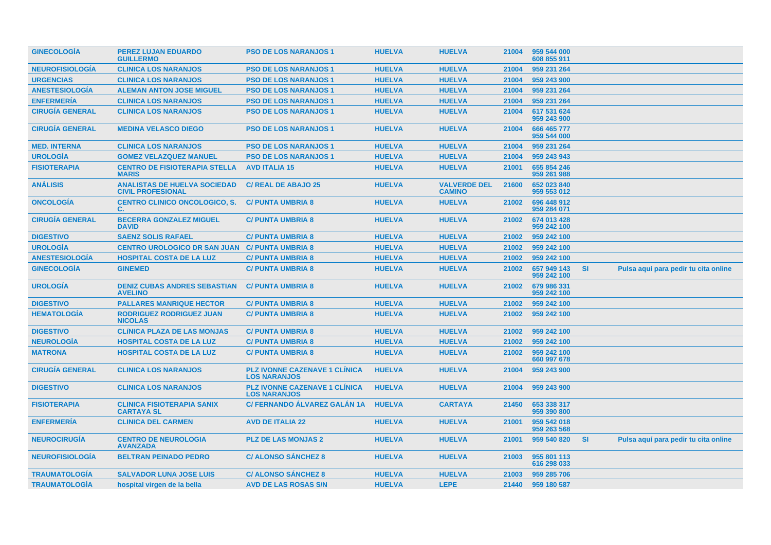| | | | | | | | | |
|---|---|---|---|---|---|---|---|---|
| GINECOLOGÍA | PEREZ LUJAN EDUARDO GUILLERMO | PSO DE LOS NARANJOS 1 | HUELVA | HUELVA | 21004 | 959 544 000 608 855 911 | | |
| NEUROFISIOLOGÍA | CLINICA LOS NARANJOS | PSO DE LOS NARANJOS 1 | HUELVA | HUELVA | 21004 | 959 231 264 | | |
| URGENCIAS | CLINICA LOS NARANJOS | PSO DE LOS NARANJOS 1 | HUELVA | HUELVA | 21004 | 959 243 900 | | |
| ANESTESIOLOGÍA | ALEMAN ANTON JOSE MIGUEL | PSO DE LOS NARANJOS 1 | HUELVA | HUELVA | 21004 | 959 231 264 | | |
| ENFERMERÍA | CLINICA LOS NARANJOS | PSO DE LOS NARANJOS 1 | HUELVA | HUELVA | 21004 | 959 231 264 | | |
| CIRUGÍA GENERAL | CLINICA LOS NARANJOS | PSO DE LOS NARANJOS 1 | HUELVA | HUELVA | 21004 | 617 531 624 959 243 900 | | |
| CIRUGÍA GENERAL | MEDINA VELASCO DIEGO | PSO DE LOS NARANJOS 1 | HUELVA | HUELVA | 21004 | 666 465 777 959 544 000 | | |
| MED. INTERNA | CLINICA LOS NARANJOS | PSO DE LOS NARANJOS 1 | HUELVA | HUELVA | 21004 | 959 231 264 | | |
| UROLOGÍA | GOMEZ VELAZQUEZ MANUEL | PSO DE LOS NARANJOS 1 | HUELVA | HUELVA | 21004 | 959 243 943 | | |
| FISIOTERAPIA | CENTRO DE FISIOTERAPIA STELLA MARIS | AVD ITALIA 15 | HUELVA | HUELVA | 21001 | 655 854 246 959 261 988 | | |
| ANÁLISIS | ANALISTAS DE HUELVA SOCIEDAD CIVIL PROFESIONAL | C/ REAL DE ABAJO 25 | HUELVA | VALVERDE DEL CAMINO | 21600 | 652 023 840 959 553 012 | | |
| ONCOLOGÍA | CENTRO CLINICO ONCOLOGICO, S. C. | C/ PUNTA UMBRIA 8 | HUELVA | HUELVA | 21002 | 696 448 912 959 284 071 | | |
| CIRUGÍA GENERAL | BECERRA GONZALEZ MIGUEL DAVID | C/ PUNTA UMBRIA 8 | HUELVA | HUELVA | 21002 | 674 013 428 959 242 100 | | |
| DIGESTIVO | SAENZ SOLIS RAFAEL | C/ PUNTA UMBRIA 8 | HUELVA | HUELVA | 21002 | 959 242 100 | | |
| UROLOGÍA | CENTRO UROLOGICO DR SAN JUAN | C/ PUNTA UMBRIA 8 | HUELVA | HUELVA | 21002 | 959 242 100 | | |
| ANESTESIOLOGÍA | HOSPITAL COSTA DE LA LUZ | C/ PUNTA UMBRIA 8 | HUELVA | HUELVA | 21002 | 959 242 100 | | |
| GINECOLOGÍA | GINEMED | C/ PUNTA UMBRIA 8 | HUELVA | HUELVA | 21002 | 657 949 143 959 242 100 | SI | Pulsa aquí para pedir tu cita online |
| UROLOGÍA | DENIZ CUBAS ANDRES SEBASTIAN AVELINO | C/ PUNTA UMBRIA 8 | HUELVA | HUELVA | 21002 | 679 986 331 959 242 100 | | |
| DIGESTIVO | PALLARES MANRIQUE HECTOR | C/ PUNTA UMBRIA 8 | HUELVA | HUELVA | 21002 | 959 242 100 | | |
| HEMATOLOGÍA | RODRIGUEZ RODRIGUEZ JUAN NICOLAS | C/ PUNTA UMBRIA 8 | HUELVA | HUELVA | 21002 | 959 242 100 | | |
| DIGESTIVO | CLÍNICA PLAZA DE LAS MONJAS | C/ PUNTA UMBRIA 8 | HUELVA | HUELVA | 21002 | 959 242 100 | | |
| NEUROLOGÍA | HOSPITAL COSTA DE LA LUZ | C/ PUNTA UMBRIA 8 | HUELVA | HUELVA | 21002 | 959 242 100 | | |
| MATRONA | HOSPITAL COSTA DE LA LUZ | C/ PUNTA UMBRIA 8 | HUELVA | HUELVA | 21002 | 959 242 100 660 997 678 | | |
| CIRUGÍA GENERAL | CLINICA LOS NARANJOS | PLZ IVONNE CAZENAVE 1 CLÍNICA LOS NARANJOS | HUELVA | HUELVA | 21004 | 959 243 900 | | |
| DIGESTIVO | CLINICA LOS NARANJOS | PLZ IVONNE CAZENAVE 1 CLÍNICA LOS NARANJOS | HUELVA | HUELVA | 21004 | 959 243 900 | | |
| FISIOTERAPIA | CLINICA FISIOTERAPIA SANIX CARTAYA SL | C/ FERNANDO ÁLVAREZ GALÁN 1A | HUELVA | CARTAYA | 21450 | 653 338 317 959 390 800 | | |
| ENFERMERÍA | CLINICA DEL CARMEN | AVD DE ITALIA 22 | HUELVA | HUELVA | 21001 | 959 542 018 959 263 568 | | |
| NEUROCIRUGÍA | CENTRO DE NEUROLOGIA AVANZADA | PLZ DE LAS MONJAS 2 | HUELVA | HUELVA | 21001 | 959 540 820 | SI | Pulsa aquí para pedir tu cita online |
| NEUROFISIOLOGÍA | BELTRAN PEINADO PEDRO | C/ ALONSO SÁNCHEZ 8 | HUELVA | HUELVA | 21003 | 955 801 113 616 298 033 | | |
| TRAUMATOLOGÍA | SALVADOR LUNA JOSE LUIS | C/ ALONSO SÁNCHEZ 8 | HUELVA | HUELVA | 21003 | 959 285 706 | | |
| TRAUMATOLOGÍA | hospital virgen de la bella | AVD DE LAS ROSAS S/N | HUELVA | LEPE | 21440 | 959 180 587 | | |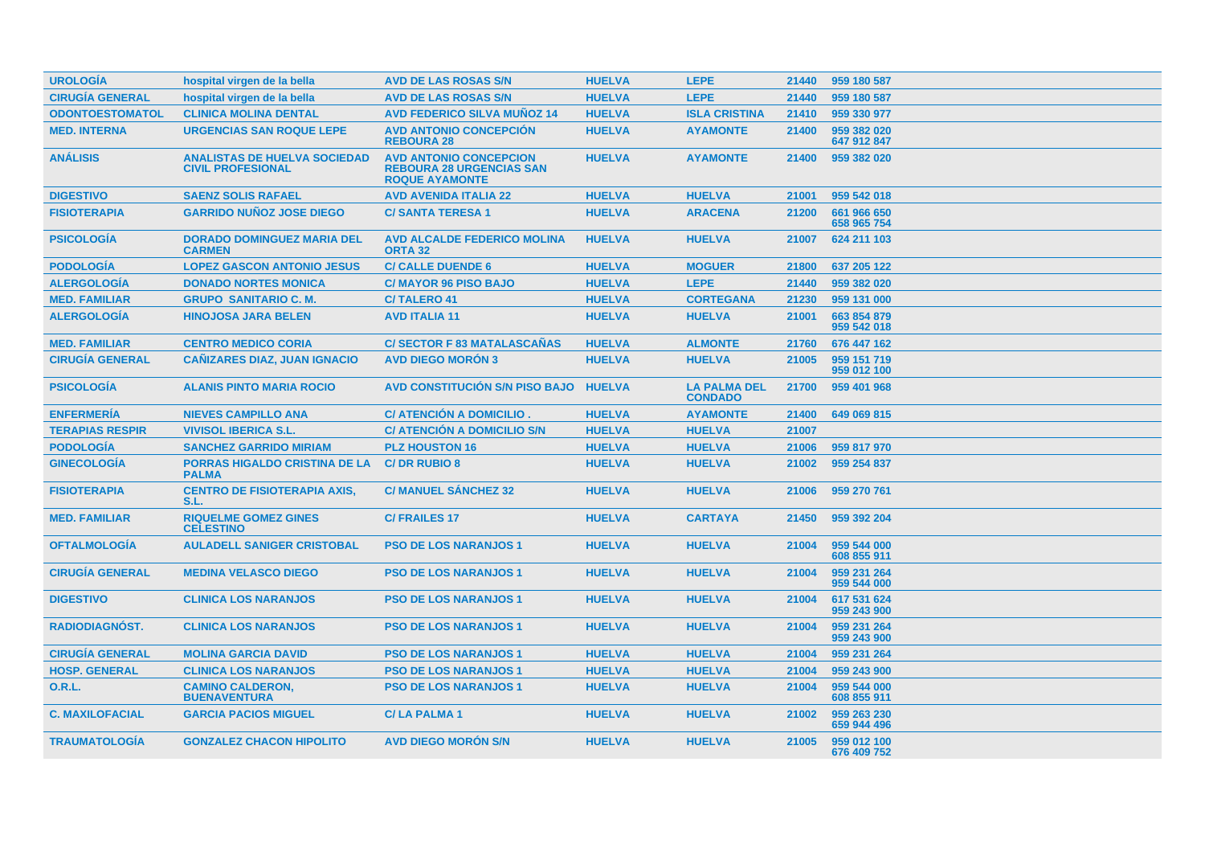| | | | | | | |
|---|---|---|---|---|---|---|
| UROLOGÍA | hospital virgen de la bella | AVD DE LAS ROSAS S/N | HUELVA | LEPE | 21440 | 959 180 587 |
| CIRUGÍA GENERAL | hospital virgen de la bella | AVD DE LAS ROSAS S/N | HUELVA | LEPE | 21440 | 959 180 587 |
| ODONTOESTOMATOL | CLINICA MOLINA DENTAL | AVD FEDERICO SILVA MUÑOZ 14 | HUELVA | ISLA CRISTINA | 21410 | 959 330 977 |
| MED. INTERNA | URGENCIAS SAN ROQUE LEPE | AVD ANTONIO CONCEPCIÓN REBOURA 28 | HUELVA | AYAMONTE | 21400 | 959 382 020<br>647 912 847 |
| ANÁLISIS | ANALISTAS DE HUELVA SOCIEDAD CIVIL PROFESIONAL | AVD ANTONIO CONCEPCION REBOURA 28 URGENCIAS SAN ROQUE AYAMONTE | HUELVA | AYAMONTE | 21400 | 959 382 020 |
| DIGESTIVO | SAENZ SOLIS RAFAEL | AVD AVENIDA ITALIA 22 | HUELVA | HUELVA | 21001 | 959 542 018 |
| FISIOTERAPIA | GARRIDO NUÑOZ JOSE DIEGO | C/ SANTA TERESA 1 | HUELVA | ARACENA | 21200 | 661 966 650<br>658 965 754 |
| PSICOLOGÍA | DORADO DOMINGUEZ MARIA DEL CARMEN | AVD ALCALDE FEDERICO MOLINA ORTA 32 | HUELVA | HUELVA | 21007 | 624 211 103 |
| PODOLOGÍA | LOPEZ GASCON ANTONIO JESUS | C/ CALLE DUENDE 6 | HUELVA | MOGUER | 21800 | 637 205 122 |
| ALERGOLOGÍA | DONADO NORTES MONICA | C/ MAYOR 96 PISO BAJO | HUELVA | LEPE | 21440 | 959 382 020 |
| MED. FAMILIAR | GRUPO SANITARIO C. M. | C/ TALERO 41 | HUELVA | CORTEGANA | 21230 | 959 131 000 |
| ALERGOLOGÍA | HINOJOSA JARA BELEN | AVD ITALIA 11 | HUELVA | HUELVA | 21001 | 663 854 879<br>959 542 018 |
| MED. FAMILIAR | CENTRO MEDICO CORIA | C/ SECTOR F 83 MATALASCAÑAS | HUELVA | ALMONTE | 21760 | 676 447 162 |
| CIRUGÍA GENERAL | CAÑIZARES DIAZ, JUAN IGNACIO | AVD DIEGO MORÓN 3 | HUELVA | HUELVA | 21005 | 959 151 719<br>959 012 100 |
| PSICOLOGÍA | ALANIS PINTO MARIA ROCIO | AVD CONSTITUCIÓN S/N PISO BAJO | HUELVA | LA PALMA DEL CONDADO | 21700 | 959 401 968 |
| ENFERMERÍA | NIEVES CAMPILLO ANA | C/ ATENCIÓN A DOMICILIO . | HUELVA | AYAMONTE | 21400 | 649 069 815 |
| TERAPIAS RESPIR | VIVISOL IBERICA S.L. | C/ ATENCIÓN A DOMICILIO S/N | HUELVA | HUELVA | 21007 | |
| PODOLOGÍA | SANCHEZ GARRIDO MIRIAM | PLZ HOUSTON 16 | HUELVA | HUELVA | 21006 | 959 817 970 |
| GINECOLOGÍA | PORRAS HIGALDO CRISTINA DE LA PALMA | C/ DR RUBIO 8 | HUELVA | HUELVA | 21002 | 959 254 837 |
| FISIOTERAPIA | CENTRO DE FISIOTERAPIA AXIS, S.L. | C/ MANUEL SÁNCHEZ 32 | HUELVA | HUELVA | 21006 | 959 270 761 |
| MED. FAMILIAR | RIQUELME GOMEZ GINES CELESTINO | C/ FRAILES 17 | HUELVA | CARTAYA | 21450 | 959 392 204 |
| OFTALMOLOGÍA | AULADELL SANIGER CRISTOBAL | PSO DE LOS NARANJOS 1 | HUELVA | HUELVA | 21004 | 959 544 000<br>608 855 911 |
| CIRUGÍA GENERAL | MEDINA VELASCO DIEGO | PSO DE LOS NARANJOS 1 | HUELVA | HUELVA | 21004 | 959 231 264<br>959 544 000 |
| DIGESTIVO | CLINICA LOS NARANJOS | PSO DE LOS NARANJOS 1 | HUELVA | HUELVA | 21004 | 617 531 624<br>959 243 900 |
| RADIODIAGNÓST. | CLINICA LOS NARANJOS | PSO DE LOS NARANJOS 1 | HUELVA | HUELVA | 21004 | 959 231 264<br>959 243 900 |
| CIRUGÍA GENERAL | MOLINA GARCIA DAVID | PSO DE LOS NARANJOS 1 | HUELVA | HUELVA | 21004 | 959 231 264 |
| HOSP. GENERAL | CLINICA LOS NARANJOS | PSO DE LOS NARANJOS 1 | HUELVA | HUELVA | 21004 | 959 243 900 |
| O.R.L. | CAMINO CALDERON, BUENAVENTURA | PSO DE LOS NARANJOS 1 | HUELVA | HUELVA | 21004 | 959 544 000<br>608 855 911 |
| C. MAXILOFACIAL | GARCIA PACIOS MIGUEL | C/ LA PALMA 1 | HUELVA | HUELVA | 21002 | 959 263 230<br>659 944 496 |
| TRAUMATOLOGÍA | GONZALEZ CHACON HIPOLITO | AVD DIEGO MORÓN S/N | HUELVA | HUELVA | 21005 | 959 012 100<br>676 409 752 |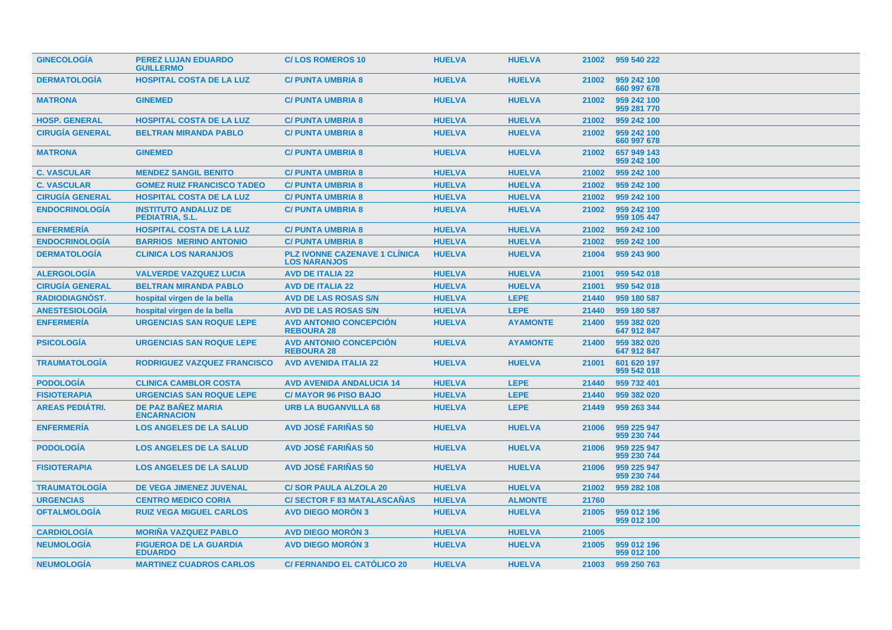| | | | | | | |
|---|---|---|---|---|---|---|
| GINECOLOGÍA | PEREZ LUJAN EDUARDO GUILLERMO | C/ LOS ROMEROS 10 | HUELVA | HUELVA | 21002 | 959 540 222 |
| DERMATOLOGÍA | HOSPITAL COSTA DE LA LUZ | C/ PUNTA UMBRIA 8 | HUELVA | HUELVA | 21002 | 959 242 100<br>660 997 678 |
| MATRONA | GINEMED | C/ PUNTA UMBRIA 8 | HUELVA | HUELVA | 21002 | 959 242 100<br>959 281 770 |
| HOSP. GENERAL | HOSPITAL COSTA DE LA LUZ | C/ PUNTA UMBRIA 8 | HUELVA | HUELVA | 21002 | 959 242 100 |
| CIRUGÍA GENERAL | BELTRAN MIRANDA PABLO | C/ PUNTA UMBRIA 8 | HUELVA | HUELVA | 21002 | 959 242 100<br>660 997 678 |
| MATRONA | GINEMED | C/ PUNTA UMBRIA 8 | HUELVA | HUELVA | 21002 | 657 949 143<br>959 242 100 |
| C. VASCULAR | MENDEZ SANGIL BENITO | C/ PUNTA UMBRIA 8 | HUELVA | HUELVA | 21002 | 959 242 100 |
| C. VASCULAR | GOMEZ RUIZ FRANCISCO TADEO | C/ PUNTA UMBRIA 8 | HUELVA | HUELVA | 21002 | 959 242 100 |
| CIRUGÍA GENERAL | HOSPITAL COSTA DE LA LUZ | C/ PUNTA UMBRIA 8 | HUELVA | HUELVA | 21002 | 959 242 100 |
| ENDOCRINOLOGÍA | INSTITUTO ANDALUZ DE PEDIATRIA, S.L. | C/ PUNTA UMBRIA 8 | HUELVA | HUELVA | 21002 | 959 242 100<br>959 105 447 |
| ENFERMERÍA | HOSPITAL COSTA DE LA LUZ | C/ PUNTA UMBRIA 8 | HUELVA | HUELVA | 21002 | 959 242 100 |
| ENDOCRINOLOGÍA | BARRIOS MERINO ANTONIO | C/ PUNTA UMBRIA 8 | HUELVA | HUELVA | 21002 | 959 242 100 |
| DERMATOLOGÍA | CLINICA LOS NARANJOS | PLZ IVONNE CAZENAVE 1 CLÍNICA LOS NARANJOS | HUELVA | HUELVA | 21004 | 959 243 900 |
| ALERGOLOGÍA | VALVERDE VAZQUEZ LUCIA | AVD DE ITALIA 22 | HUELVA | HUELVA | 21001 | 959 542 018 |
| CIRUGÍA GENERAL | BELTRAN MIRANDA PABLO | AVD DE ITALIA 22 | HUELVA | HUELVA | 21001 | 959 542 018 |
| RADIODIAGNÓST. | hospital virgen de la bella | AVD DE LAS ROSAS S/N | HUELVA | LEPE | 21440 | 959 180 587 |
| ANESTESIOLOGÍA | hospital virgen de la bella | AVD DE LAS ROSAS S/N | HUELVA | LEPE | 21440 | 959 180 587 |
| ENFERMERÍA | URGENCIAS SAN ROQUE LEPE | AVD ANTONIO CONCEPCIÓN REBOURA 28 | HUELVA | AYAMONTE | 21400 | 959 382 020<br>647 912 847 |
| PSICOLOGÍA | URGENCIAS SAN ROQUE LEPE | AVD ANTONIO CONCEPCIÓN REBOURA 28 | HUELVA | AYAMONTE | 21400 | 959 382 020<br>647 912 847 |
| TRAUMATOLOGÍA | RODRIGUEZ VAZQUEZ FRANCISCO | AVD AVENIDA ITALIA 22 | HUELVA | HUELVA | 21001 | 601 620 197<br>959 542 018 |
| PODOLOGÍA | CLINICA CAMBLOR COSTA | AVD AVENIDA ANDALUCIA 14 | HUELVA | LEPE | 21440 | 959 732 401 |
| FISIOTERAPIA | URGENCIAS SAN ROQUE LEPE | C/ MAYOR 96 PISO BAJO | HUELVA | LEPE | 21440 | 959 382 020 |
| AREAS PEDIÁTRI. | DE PAZ BAÑEZ MARIA ENCARNACION | URB LA BUGANVILLA 68 | HUELVA | LEPE | 21449 | 959 263 344 |
| ENFERMERÍA | LOS ANGELES DE LA SALUD | AVD JOSÉ FARIÑAS 50 | HUELVA | HUELVA | 21006 | 959 225 947<br>959 230 744 |
| PODOLOGÍA | LOS ANGELES DE LA SALUD | AVD JOSÉ FARIÑAS 50 | HUELVA | HUELVA | 21006 | 959 225 947<br>959 230 744 |
| FISIOTERAPIA | LOS ANGELES DE LA SALUD | AVD JOSÉ FARIÑAS 50 | HUELVA | HUELVA | 21006 | 959 225 947<br>959 230 744 |
| TRAUMATOLOGÍA | DE VEGA JIMENEZ JUVENAL | C/ SOR PAULA ALZOLA 20 | HUELVA | HUELVA | 21002 | 959 282 108 |
| URGENCIAS | CENTRO MEDICO CORIA | C/ SECTOR F 83 MATALASCAÑAS | HUELVA | ALMONTE | 21760 | |
| OFTALMOLOGÍA | RUIZ VEGA MIGUEL CARLOS | AVD DIEGO MORÓN 3 | HUELVA | HUELVA | 21005 | 959 012 196<br>959 012 100 |
| CARDIOLOGÍA | MORIÑA VAZQUEZ PABLO | AVD DIEGO MORÓN 3 | HUELVA | HUELVA | 21005 | |
| NEUMOLOGÍA | FIGUEROA DE LA GUARDIA EDUARDO | AVD DIEGO MORÓN 3 | HUELVA | HUELVA | 21005 | 959 012 196<br>959 012 100 |
| NEUMOLOGÍA | MARTINEZ CUADROS CARLOS | C/ FERNANDO EL CATÓLICO 20 | HUELVA | HUELVA | 21003 | 959 250 763 |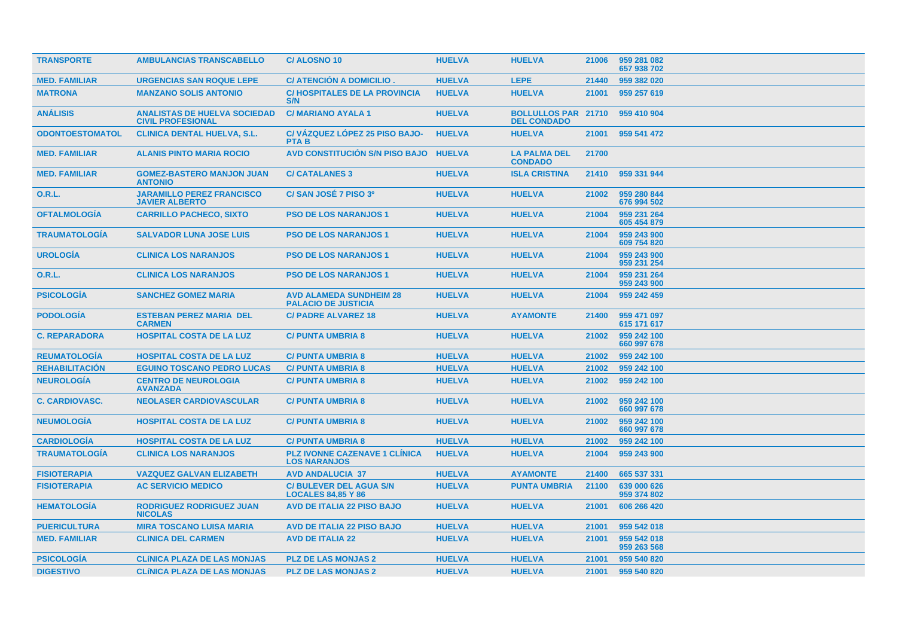| | | | | | | |
|---|---|---|---|---|---|---|
| TRANSPORTE | AMBULANCIAS TRANSCABELLO | C/ ALOSNO 10 | HUELVA | HUELVA | 21006 | 959 281 082<br>657 938 702 |
| MED. FAMILIAR | URGENCIAS SAN ROQUE LEPE | C/ ATENCIÓN A DOMICILIO . | HUELVA | LEPE | 21440 | 959 382 020 |
| MATRONA | MANZANO SOLIS ANTONIO | C/ HOSPITALES DE LA PROVINCIA S/N | HUELVA | HUELVA | 21001 | 959 257 619 |
| ANÁLISIS | ANALISTAS DE HUELVA SOCIEDAD CIVIL PROFESIONAL | C/ MARIANO AYALA 1 | HUELVA | BOLLULLOS PAR DEL CONDADO | 21710 | 959 410 904 |
| ODONTOESTOMATOL | CLINICA DENTAL HUELVA, S.L. | C/ VÁZQUEZ LÓPEZ 25 PISO BAJO-PTA B | HUELVA | HUELVA | 21001 | 959 541 472 |
| MED. FAMILIAR | ALANIS PINTO MARIA ROCIO | AVD CONSTITUCIÓN S/N PISO BAJO | HUELVA | LA PALMA DEL CONDADO | 21700 | |
| MED. FAMILIAR | GOMEZ-BASTERO MANJON JUAN ANTONIO | C/ CATALANES 3 | HUELVA | ISLA CRISTINA | 21410 | 959 331 944 |
| O.R.L. | JARAMILLO PEREZ FRANCISCO JAVIER ALBERTO | C/ SAN JOSÉ 7 PISO 3º | HUELVA | HUELVA | 21002 | 959 280 844<br>676 994 502 |
| OFTALMOLOGÍA | CARRILLO PACHECO, SIXTO | PSO DE LOS NARANJOS 1 | HUELVA | HUELVA | 21004 | 959 231 264<br>605 454 879 |
| TRAUMATOLOGÍA | SALVADOR LUNA JOSE LUIS | PSO DE LOS NARANJOS 1 | HUELVA | HUELVA | 21004 | 959 243 900<br>609 754 820 |
| UROLOGÍA | CLINICA LOS NARANJOS | PSO DE LOS NARANJOS 1 | HUELVA | HUELVA | 21004 | 959 243 900<br>959 231 254 |
| O.R.L. | CLINICA LOS NARANJOS | PSO DE LOS NARANJOS 1 | HUELVA | HUELVA | 21004 | 959 231 264<br>959 243 900 |
| PSICOLOGÍA | SANCHEZ GOMEZ MARIA | AVD ALAMEDA SUNDHEIM 28 PALACIO DE JUSTICIA | HUELVA | HUELVA | 21004 | 959 242 459 |
| PODOLOGÍA | ESTEBAN PEREZ MARIA DEL CARMEN | C/ PADRE ALVAREZ 18 | HUELVA | AYAMONTE | 21400 | 959 471 097<br>615 171 617 |
| C. REPARADORA | HOSPITAL COSTA DE LA LUZ | C/ PUNTA UMBRIA 8 | HUELVA | HUELVA | 21002 | 959 242 100<br>660 997 678 |
| REUMATOLOGÍA | HOSPITAL COSTA DE LA LUZ | C/ PUNTA UMBRIA 8 | HUELVA | HUELVA | 21002 | 959 242 100 |
| REHABILITACIÓN | EGUINO TOSCANO PEDRO LUCAS | C/ PUNTA UMBRIA 8 | HUELVA | HUELVA | 21002 | 959 242 100 |
| NEUROLOGÍA | CENTRO DE NEUROLOGIA AVANZADA | C/ PUNTA UMBRIA 8 | HUELVA | HUELVA | 21002 | 959 242 100 |
| C. CARDIOVASC. | NEOLASER CARDIOVASCULAR | C/ PUNTA UMBRIA 8 | HUELVA | HUELVA | 21002 | 959 242 100<br>660 997 678 |
| NEUMOLOGÍA | HOSPITAL COSTA DE LA LUZ | C/ PUNTA UMBRIA 8 | HUELVA | HUELVA | 21002 | 959 242 100<br>660 997 678 |
| CARDIOLOGÍA | HOSPITAL COSTA DE LA LUZ | C/ PUNTA UMBRIA 8 | HUELVA | HUELVA | 21002 | 959 242 100 |
| TRAUMATOLOGÍA | CLINICA LOS NARANJOS | PLZ IVONNE CAZENAVE 1 CLÍNICA LOS NARANJOS | HUELVA | HUELVA | 21004 | 959 243 900 |
| FISIOTERAPIA | VAZQUEZ GALVAN ELIZABETH | AVD ANDALUCIA 37 | HUELVA | AYAMONTE | 21400 | 665 537 331 |
| FISIOTERAPIA | AC SERVICIO MEDICO | C/ BULEVER DEL AGUA S/N LOCALES 84,85 Y 86 | HUELVA | PUNTA UMBRIA | 21100 | 639 000 626<br>959 374 802 |
| HEMATOLOGÍA | RODRIGUEZ RODRIGUEZ JUAN NICOLAS | AVD DE ITALIA 22 PISO BAJO | HUELVA | HUELVA | 21001 | 606 266 420 |
| PUERICULTURA | MIRA TOSCANO LUISA MARIA | AVD DE ITALIA 22 PISO BAJO | HUELVA | HUELVA | 21001 | 959 542 018 |
| MED. FAMILIAR | CLINICA DEL CARMEN | AVD DE ITALIA 22 | HUELVA | HUELVA | 21001 | 959 542 018<br>959 263 568 |
| PSICOLOGÍA | CLÍNICA PLAZA DE LAS MONJAS | PLZ DE LAS MONJAS 2 | HUELVA | HUELVA | 21001 | 959 540 820 |
| DIGESTIVO | CLÍNICA PLAZA DE LAS MONJAS | PLZ DE LAS MONJAS 2 | HUELVA | HUELVA | 21001 | 959 540 820 |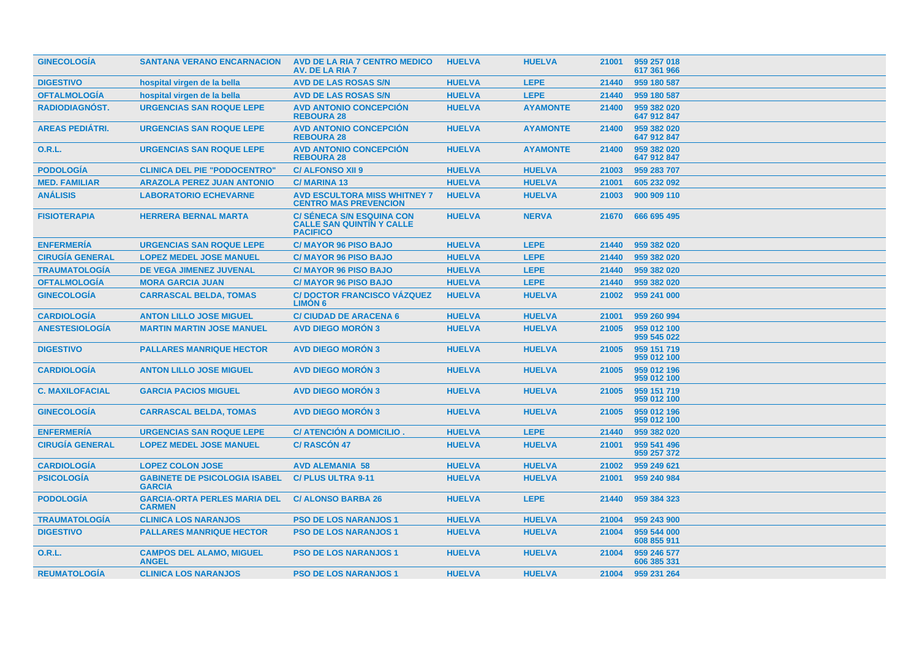| GINECOLOGÍA | SANTANA VERANO ENCARNACION | AVD DE LA RIA 7 CENTRO MEDICO AV. DE LA RIA 7 | HUELVA | HUELVA | 21001 | 959 257 018 617 361 966 |
|---|---|---|---|---|---|---|
| DIGESTIVO | hospital virgen de la bella | AVD DE LAS ROSAS S/N | HUELVA | LEPE | 21440 | 959 180 587 |
| OFTALMOLOGÍA | hospital virgen de la bella | AVD DE LAS ROSAS S/N | HUELVA | LEPE | 21440 | 959 180 587 |
| RADIODIAGNÓST. | URGENCIAS SAN ROQUE LEPE | AVD ANTONIO CONCEPCIÓN REBOURA 28 | HUELVA | AYAMONTE | 21400 | 959 382 020 647 912 847 |
| AREAS PEDIÁTRI. | URGENCIAS SAN ROQUE LEPE | AVD ANTONIO CONCEPCIÓN REBOURA 28 | HUELVA | AYAMONTE | 21400 | 959 382 020 647 912 847 |
| O.R.L. | URGENCIAS SAN ROQUE LEPE | AVD ANTONIO CONCEPCIÓN REBOURA 28 | HUELVA | AYAMONTE | 21400 | 959 382 020 647 912 847 |
| PODOLOGÍA | CLINICA DEL PIE "PODOCENTRO" | C/ ALFONSO XII 9 | HUELVA | HUELVA | 21003 | 959 283 707 |
| MED. FAMILIAR | ARAZOLA PEREZ JUAN ANTONIO | C/ MARINA 13 | HUELVA | HUELVA | 21001 | 605 232 092 |
| ANÁLISIS | LABORATORIO ECHEVARNE | AVD ESCULTORA MISS WHITNEY 7 CENTRO MAS PREVENCION | HUELVA | HUELVA | 21003 | 900 909 110 |
| FISIOTERAPIA | HERRERA BERNAL MARTA | C/ SÉNECA S/N ESQUINA CON CALLE SAN QUINTÍN Y CALLE PACIFICO | HUELVA | NERVA | 21670 | 666 695 495 |
| ENFERMERÍA | URGENCIAS SAN ROQUE LEPE | C/ MAYOR 96 PISO BAJO | HUELVA | LEPE | 21440 | 959 382 020 |
| CIRUGÍA GENERAL | LOPEZ MEDEL JOSE MANUEL | C/ MAYOR 96 PISO BAJO | HUELVA | LEPE | 21440 | 959 382 020 |
| TRAUMATOLOGÍA | DE VEGA JIMENEZ JUVENAL | C/ MAYOR 96 PISO BAJO | HUELVA | LEPE | 21440 | 959 382 020 |
| OFTALMOLOGÍA | MORA GARCIA JUAN | C/ MAYOR 96 PISO BAJO | HUELVA | LEPE | 21440 | 959 382 020 |
| GINECOLOGÍA | CARRASCAL BELDA, TOMAS | C/ DOCTOR FRANCISCO VÁZQUEZ LIMÓN 6 | HUELVA | HUELVA | 21002 | 959 241 000 |
| CARDIOLOGÍA | ANTON LILLO JOSE MIGUEL | C/ CIUDAD DE ARACENA 6 | HUELVA | HUELVA | 21001 | 959 260 994 |
| ANESTESIOLOGÍA | MARTIN MARTIN JOSE MANUEL | AVD DIEGO MORÓN 3 | HUELVA | HUELVA | 21005 | 959 012 100 959 545 022 |
| DIGESTIVO | PALLARES MANRIQUE HECTOR | AVD DIEGO MORÓN 3 | HUELVA | HUELVA | 21005 | 959 151 719 959 012 100 |
| CARDIOLOGÍA | ANTON LILLO JOSE MIGUEL | AVD DIEGO MORÓN 3 | HUELVA | HUELVA | 21005 | 959 012 196 959 012 100 |
| C. MAXILOFACIAL | GARCIA PACIOS MIGUEL | AVD DIEGO MORÓN 3 | HUELVA | HUELVA | 21005 | 959 151 719 959 012 100 |
| GINECOLOGÍA | CARRASCAL BELDA, TOMAS | AVD DIEGO MORÓN 3 | HUELVA | HUELVA | 21005 | 959 012 196 959 012 100 |
| ENFERMERÍA | URGENCIAS SAN ROQUE LEPE | C/ ATENCIÓN A DOMICILIO . | HUELVA | LEPE | 21440 | 959 382 020 |
| CIRUGÍA GENERAL | LOPEZ MEDEL JOSE MANUEL | C/ RASCÓN 47 | HUELVA | HUELVA | 21001 | 959 541 496 959 257 372 |
| CARDIOLOGÍA | LOPEZ COLON JOSE | AVD ALEMANIA 58 | HUELVA | HUELVA | 21002 | 959 249 621 |
| PSICOLOGÍA | GABINETE DE PSICOLOGIA ISABEL GARCIA | C/ PLUS ULTRA 9-11 | HUELVA | HUELVA | 21001 | 959 240 984 |
| PODOLOGÍA | GARCIA-ORTA PERLES MARIA DEL CARMEN | C/ ALONSO BARBA 26 | HUELVA | LEPE | 21440 | 959 384 323 |
| TRAUMATOLOGÍA | CLINICA LOS NARANJOS | PSO DE LOS NARANJOS 1 | HUELVA | HUELVA | 21004 | 959 243 900 |
| DIGESTIVO | PALLARES MANRIQUE HECTOR | PSO DE LOS NARANJOS 1 | HUELVA | HUELVA | 21004 | 959 544 000 608 855 911 |
| O.R.L. | CAMPOS DEL ALAMO, MIGUEL ANGEL | PSO DE LOS NARANJOS 1 | HUELVA | HUELVA | 21004 | 959 246 577 606 385 331 |
| REUMATOLOGÍA | CLINICA LOS NARANJOS | PSO DE LOS NARANJOS 1 | HUELVA | HUELVA | 21004 | 959 231 264 |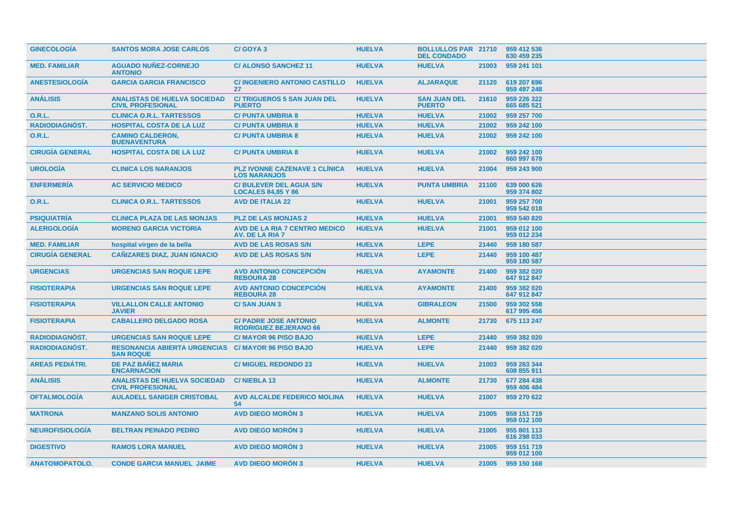| | | | | | | |
|---|---|---|---|---|---|---|
| GINECOLOGÍA | SANTOS MORA JOSE CARLOS | C/ GOYA 3 | HUELVA | BOLLULLOS PAR DEL CONDADO | 21710 | 959 412 536 630 459 235 |
| MED. FAMILIAR | AGUADO NUÑEZ-CORNEJO ANTONIO | C/ ALONSO SANCHEZ 11 | HUELVA | HUELVA | 21003 | 959 241 101 |
| ANESTESIOLOGÍA | GARCIA GARCIA FRANCISCO | C/ INGENIERO ANTONIO CASTILLO 27 | HUELVA | ALJARAQUE | 21120 | 619 207 696 959 497 248 |
| ANÁLISIS | ANALISTAS DE HUELVA SOCIEDAD CIVIL PROFESIONAL | C/ TRIGUEROS 5 SAN JUAN DEL PUERTO | HUELVA | SAN JUAN DEL PUERTO | 21610 | 959 226 322 665 685 521 |
| O.R.L. | CLINICA O.R.L. TARTESSOS | C/ PUNTA UMBRIA 8 | HUELVA | HUELVA | 21002 | 959 257 700 |
| RADIODIAGNÓST. | HOSPITAL COSTA DE LA LUZ | C/ PUNTA UMBRIA 8 | HUELVA | HUELVA | 21002 | 959 242 100 |
| O.R.L. | CAMINO CALDERON, BUENAVENTURA | C/ PUNTA UMBRIA 8 | HUELVA | HUELVA | 21002 | 959 242 100 |
| CIRUGÍA GENERAL | HOSPITAL COSTA DE LA LUZ | C/ PUNTA UMBRIA 8 | HUELVA | HUELVA | 21002 | 959 242 100 660 997 678 |
| UROLOGÍA | CLINICA LOS NARANJOS | PLZ IVONNE CAZENAVE 1 CLÍNICA LOS NARANJOS | HUELVA | HUELVA | 21004 | 959 243 900 |
| ENFERMERÍA | AC SERVICIO MEDICO | C/ BULEVER DEL AGUA S/N LOCALES 84,85 Y 86 | HUELVA | PUNTA UMBRIA | 21100 | 639 000 626 959 374 802 |
| O.R.L. | CLINICA O.R.L. TARTESSOS | AVD DE ITALIA 22 | HUELVA | HUELVA | 21001 | 959 257 700 959 542 018 |
| PSIQUIATRÍA | CLÍNICA PLAZA DE LAS MONJAS | PLZ DE LAS MONJAS 2 | HUELVA | HUELVA | 21001 | 959 540 820 |
| ALERGOLOGÍA | MORENO GARCIA VICTORIA | AVD DE LA RIA 7 CENTRO MEDICO AV. DE LA RIA 7 | HUELVA | HUELVA | 21001 | 959 012 100 959 012 234 |
| MED. FAMILIAR | hospital virgen de la bella | AVD DE LAS ROSAS S/N | HUELVA | LEPE | 21440 | 959 180 587 |
| CIRUGÍA GENERAL | CAÑIZARES DIAZ, JUAN IGNACIO | AVD DE LAS ROSAS S/N | HUELVA | LEPE | 21440 | 959 100 487 959 180 587 |
| URGENCIAS | URGENCIAS SAN ROQUE LEPE | AVD ANTONIO CONCEPCIÓN REBOURA 28 | HUELVA | AYAMONTE | 21400 | 959 382 020 647 912 847 |
| FISIOTERAPIA | URGENCIAS SAN ROQUE LEPE | AVD ANTONIO CONCEPCIÓN REBOURA 28 | HUELVA | AYAMONTE | 21400 | 959 382 020 647 912 847 |
| FISIOTERAPIA | VILLALLON CALLE ANTONIO JAVIER | C/ SAN JUAN 3 | HUELVA | GIBRALEON | 21500 | 959 302 558 617 995 456 |
| FISIOTERAPIA | CABALLERO DELGADO ROSA | C/ PADRE JOSE ANTONIO RODRIGUEZ BEJERANO 66 | HUELVA | ALMONTE | 21730 | 675 113 247 |
| RADIODIAGNÓST. | URGENCIAS SAN ROQUE LEPE | C/ MAYOR 96 PISO BAJO | HUELVA | LEPE | 21440 | 959 382 020 |
| RADIODIAGNÓST. | RESONANCIA ABIERTA URGENCIAS SAN ROQUE | C/ MAYOR 96 PISO BAJO | HUELVA | LEPE | 21440 | 959 382 020 |
| AREAS PEDIÁTRI. | DE PAZ BAÑEZ MARIA ENCARNACION | C/ MIGUEL REDONDO 23 | HUELVA | HUELVA | 21003 | 959 263 344 608 855 911 |
| ANÁLISIS | ANALISTAS DE HUELVA SOCIEDAD CIVIL PROFESIONAL | C/ NIEBLA 13 | HUELVA | ALMONTE | 21730 | 677 284 438 959 406 484 |
| OFTALMOLOGÍA | AULADELL SANIGER CRISTOBAL | AVD ALCALDE FEDERICO MOLINA 54 | HUELVA | HUELVA | 21007 | 959 270 622 |
| MATRONA | MANZANO SOLIS ANTONIO | AVD DIEGO MORÓN 3 | HUELVA | HUELVA | 21005 | 959 151 719 959 012 100 |
| NEUROFISIOLOGÍA | BELTRAN PEINADO PEDRO | AVD DIEGO MORÓN 3 | HUELVA | HUELVA | 21005 | 955 801 113 616 298 033 |
| DIGESTIVO | RAMOS LORA MANUEL | AVD DIEGO MORÓN 3 | HUELVA | HUELVA | 21005 | 959 151 719 959 012 100 |
| ANATOMOPATOLO. | CONDE GARCIA MANUEL JAIME | AVD DIEGO MORÓN 3 | HUELVA | HUELVA | 21005 | 959 150 168 |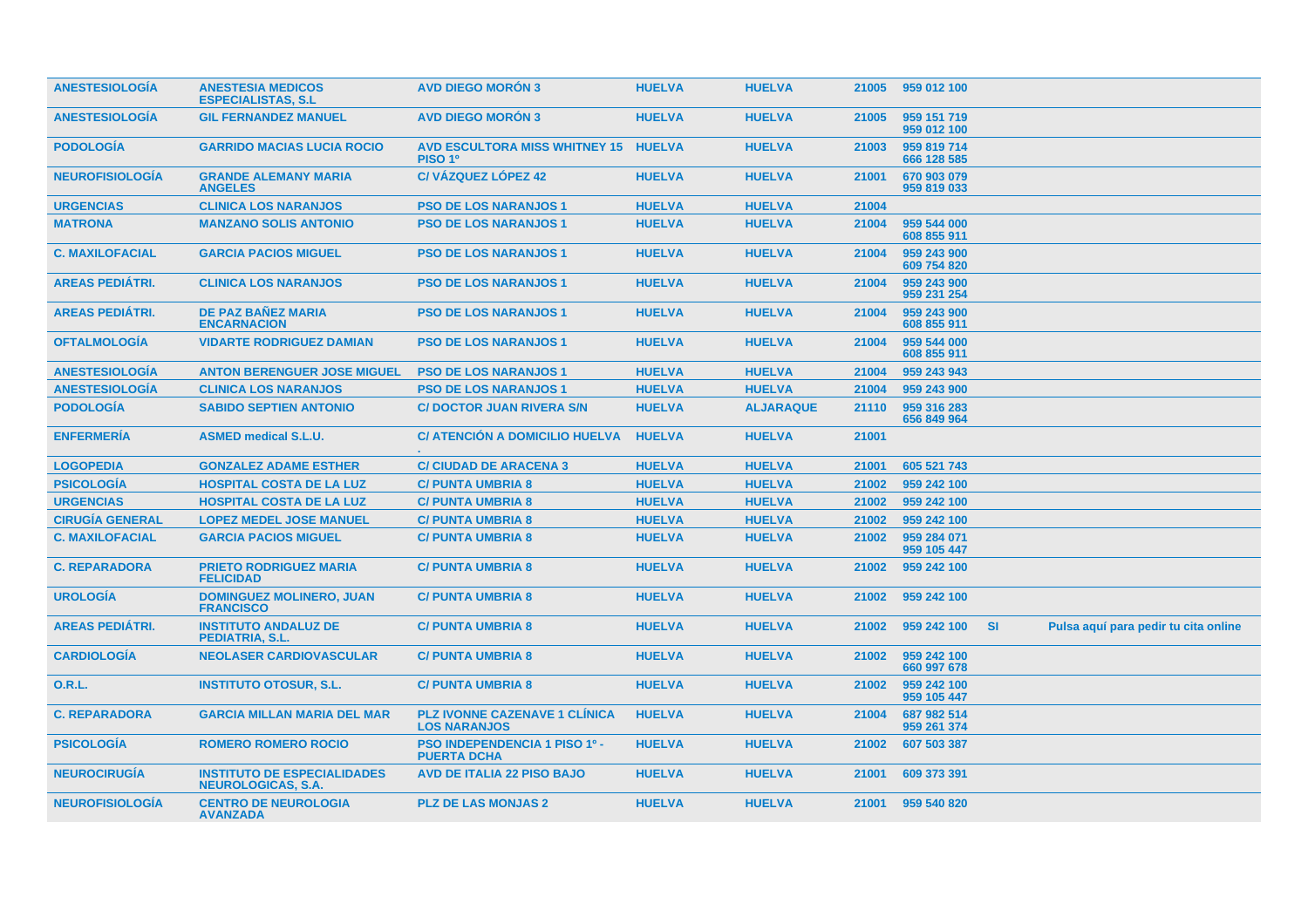| | | | | | | | | |
|---|---|---|---|---|---|---|---|---|
| ANESTESIOLOGÍA | ANESTESIA MEDICOS ESPECIALISTAS, S.L | AVD DIEGO MORÓN 3 | HUELVA | HUELVA | 21005 | 959 012 100 | | |
| ANESTESIOLOGÍA | GIL FERNANDEZ MANUEL | AVD DIEGO MORÓN 3 | HUELVA | HUELVA | 21005 | 959 151 719<br>959 012 100 | | |
| PODOLOGÍA | GARRIDO MACIAS LUCIA ROCIO | AVD ESCULTORA MISS WHITNEY 15 PISO 1º | HUELVA | HUELVA | 21003 | 959 819 714<br>666 128 585 | | |
| NEUROFISIOLOGÍA | GRANDE ALEMANY MARIA ANGELES | C/ VÁZQUEZ LÓPEZ 42 | HUELVA | HUELVA | 21001 | 670 903 079<br>959 819 033 | | |
| URGENCIAS | CLINICA LOS NARANJOS | PSO DE LOS NARANJOS 1 | HUELVA | HUELVA | 21004 | | | |
| MATRONA | MANZANO SOLIS ANTONIO | PSO DE LOS NARANJOS 1 | HUELVA | HUELVA | 21004 | 959 544 000<br>608 855 911 | | |
| C. MAXILOFACIAL | GARCIA PACIOS MIGUEL | PSO DE LOS NARANJOS 1 | HUELVA | HUELVA | 21004 | 959 243 900<br>609 754 820 | | |
| AREAS PEDIÁTRI. | CLINICA LOS NARANJOS | PSO DE LOS NARANJOS 1 | HUELVA | HUELVA | 21004 | 959 243 900<br>959 231 254 | | |
| AREAS PEDIÁTRI. | DE PAZ BAÑEZ MARIA ENCARNACION | PSO DE LOS NARANJOS 1 | HUELVA | HUELVA | 21004 | 959 243 900<br>608 855 911 | | |
| OFTALMOLOGÍA | VIDARTE RODRIGUEZ DAMIAN | PSO DE LOS NARANJOS 1 | HUELVA | HUELVA | 21004 | 959 544 000<br>608 855 911 | | |
| ANESTESIOLOGÍA | ANTON BERENGUER JOSE MIGUEL | PSO DE LOS NARANJOS 1 | HUELVA | HUELVA | 21004 | 959 243 943 | | |
| ANESTESIOLOGÍA | CLINICA LOS NARANJOS | PSO DE LOS NARANJOS 1 | HUELVA | HUELVA | 21004 | 959 243 900 | | |
| PODOLOGÍA | SABIDO SEPTIEN ANTONIO | C/ DOCTOR JUAN RIVERA S/N | HUELVA | ALJARAQUE | 21110 | 959 316 283<br>656 849 964 | | |
| ENFERMERÍA | ASMED medical S.L.U. | C/ ATENCIÓN A DOMICILIO HUELVA . | HUELVA | HUELVA | 21001 | | | |
| LOGOPEDIA | GONZALEZ ADAME ESTHER | C/ CIUDAD DE ARACENA 3 | HUELVA | HUELVA | 21001 | 605 521 743 | | |
| PSICOLOGÍA | HOSPITAL COSTA DE LA LUZ | C/ PUNTA UMBRIA 8 | HUELVA | HUELVA | 21002 | 959 242 100 | | |
| URGENCIAS | HOSPITAL COSTA DE LA LUZ | C/ PUNTA UMBRIA 8 | HUELVA | HUELVA | 21002 | 959 242 100 | | |
| CIRUGÍA GENERAL | LOPEZ MEDEL JOSE MANUEL | C/ PUNTA UMBRIA 8 | HUELVA | HUELVA | 21002 | 959 242 100 | | |
| C. MAXILOFACIAL | GARCIA PACIOS MIGUEL | C/ PUNTA UMBRIA 8 | HUELVA | HUELVA | 21002 | 959 284 071<br>959 105 447 | | |
| C. REPARADORA | PRIETO RODRIGUEZ MARIA FELICIDAD | C/ PUNTA UMBRIA 8 | HUELVA | HUELVA | 21002 | 959 242 100 | | |
| UROLOGÍA | DOMINGUEZ MOLINERO, JUAN FRANCISCO | C/ PUNTA UMBRIA 8 | HUELVA | HUELVA | 21002 | 959 242 100 | | |
| AREAS PEDIÁTRI. | INSTITUTO ANDALUZ DE PEDIATRIA, S.L. | C/ PUNTA UMBRIA 8 | HUELVA | HUELVA | 21002 | 959 242 100 | SI | Pulsa aquí para pedir tu cita online |
| CARDIOLOGÍA | NEOLASER CARDIOVASCULAR | C/ PUNTA UMBRIA 8 | HUELVA | HUELVA | 21002 | 959 242 100<br>660 997 678 | | |
| O.R.L. | INSTITUTO OTOSUR, S.L. | C/ PUNTA UMBRIA 8 | HUELVA | HUELVA | 21002 | 959 242 100<br>959 105 447 | | |
| C. REPARADORA | GARCIA MILLAN MARIA DEL MAR | PLZ IVONNE CAZENAVE 1 CLÍNICA LOS NARANJOS | HUELVA | HUELVA | 21004 | 687 982 514<br>959 261 374 | | |
| PSICOLOGÍA | ROMERO ROMERO ROCIO | PSO INDEPENDENCIA 1 PISO 1º - PUERTA DCHA | HUELVA | HUELVA | 21002 | 607 503 387 | | |
| NEUROCIRUGÍA | INSTITUTO DE ESPECIALIDADES NEUROLOGICAS, S.A. | AVD DE ITALIA 22 PISO BAJO | HUELVA | HUELVA | 21001 | 609 373 391 | | |
| NEUROFISIOLOGÍA | CENTRO DE NEUROLOGIA AVANZADA | PLZ DE LAS MONJAS 2 | HUELVA | HUELVA | 21001 | 959 540 820 | | |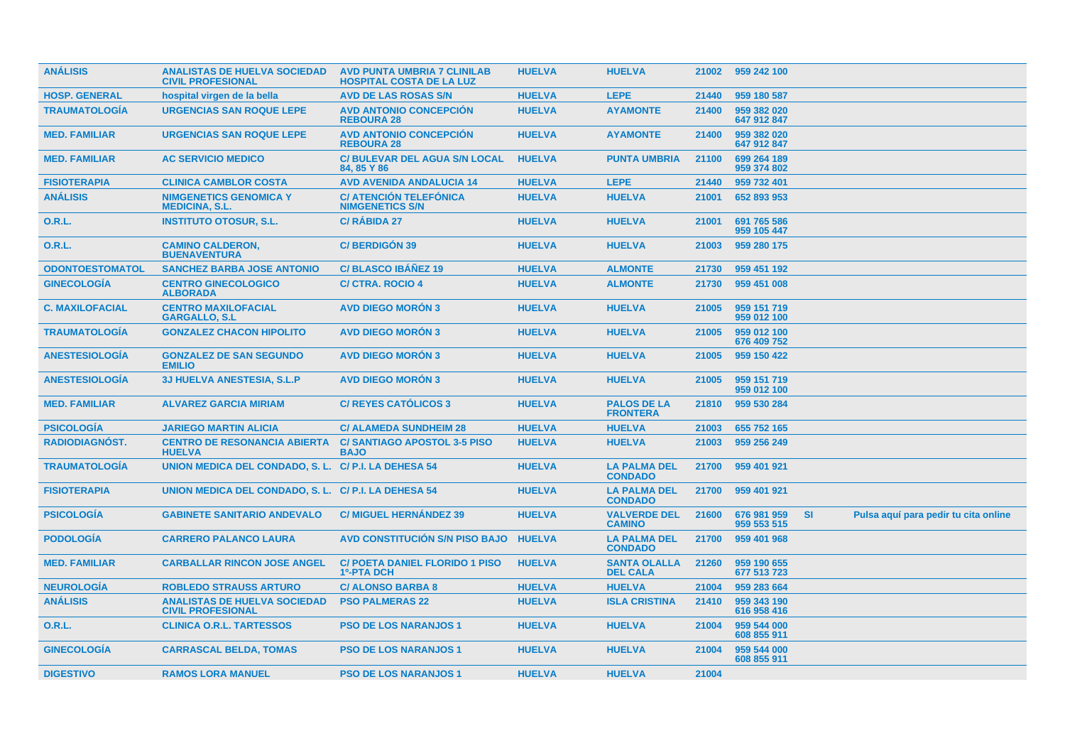| | | | | | | | | |
|---|---|---|---|---|---|---|---|---|
| ANÁLISIS | ANALISTAS DE HUELVA SOCIEDAD CIVIL PROFESIONAL | AVD PUNTA UMBRIA 7 CLINILAB HOSPITAL COSTA DE LA LUZ | HUELVA | HUELVA | 21002 | 959 242 100 | | |
| HOSP. GENERAL | hospital virgen de la bella | AVD DE LAS ROSAS S/N | HUELVA | LEPE | 21440 | 959 180 587 | | |
| TRAUMATOLOGÍA | URGENCIAS SAN ROQUE LEPE | AVD ANTONIO CONCEPCIÓN REBOURA 28 | HUELVA | AYAMONTE | 21400 | 959 382 020 647 912 847 | | |
| MED. FAMILIAR | URGENCIAS SAN ROQUE LEPE | AVD ANTONIO CONCEPCIÓN REBOURA 28 | HUELVA | AYAMONTE | 21400 | 959 382 020 647 912 847 | | |
| MED. FAMILIAR | AC SERVICIO MEDICO | C/ BULEVAR DEL AGUA S/N LOCAL 84, 85 Y 86 | HUELVA | PUNTA UMBRIA | 21100 | 699 264 189 959 374 802 | | |
| FISIOTERAPIA | CLINICA CAMBLOR COSTA | AVD AVENIDA ANDALUCIA 14 | HUELVA | LEPE | 21440 | 959 732 401 | | |
| ANÁLISIS | NIMGENETICS GENOMICA Y MEDICINA, S.L. | C/ ATENCIÓN TELEFÓNICA NIMGENETICS S/N | HUELVA | HUELVA | 21001 | 652 893 953 | | |
| O.R.L. | INSTITUTO OTOSUR, S.L. | C/ RÁBIDA 27 | HUELVA | HUELVA | 21001 | 691 765 586 959 105 447 | | |
| O.R.L. | CAMINO CALDERON, BUENAVENTURA | C/ BERDIGÓN 39 | HUELVA | HUELVA | 21003 | 959 280 175 | | |
| ODONTOESTOMATOL | SANCHEZ BARBA JOSE ANTONIO | C/ BLASCO IBÁÑEZ 19 | HUELVA | ALMONTE | 21730 | 959 451 192 | | |
| GINECOLOGÍA | CENTRO GINECOLOGICO ALBORADA | C/ CTRA. ROCIO 4 | HUELVA | ALMONTE | 21730 | 959 451 008 | | |
| C. MAXILOFACIAL | CENTRO MAXILOFACIAL GARGALLO, S.L | AVD DIEGO MORÓN 3 | HUELVA | HUELVA | 21005 | 959 151 719 959 012 100 | | |
| TRAUMATOLOGÍA | GONZALEZ CHACON HIPOLITO | AVD DIEGO MORÓN 3 | HUELVA | HUELVA | 21005 | 959 012 100 676 409 752 | | |
| ANESTESIOLOGÍA | GONZALEZ DE SAN SEGUNDO EMILIO | AVD DIEGO MORÓN 3 | HUELVA | HUELVA | 21005 | 959 150 422 | | |
| ANESTESIOLOGÍA | 3J HUELVA ANESTESIA, S.L.P | AVD DIEGO MORÓN 3 | HUELVA | HUELVA | 21005 | 959 151 719 959 012 100 | | |
| MED. FAMILIAR | ALVAREZ GARCIA MIRIAM | C/ REYES CATÓLICOS 3 | HUELVA | PALOS DE LA FRONTERA | 21810 | 959 530 284 | | |
| PSICOLOGÍA | JARIEGO MARTIN ALICIA | C/ ALAMEDA SUNDHEIM 28 | HUELVA | HUELVA | 21003 | 655 752 165 | | |
| RADIODIAGNÓST. | CENTRO DE RESONANCIA ABIERTA HUELVA | C/ SANTIAGO APOSTOL 3-5 PISO BAJO | HUELVA | HUELVA | 21003 | 959 256 249 | | |
| TRAUMATOLOGÍA | UNION MEDICA DEL CONDADO, S. L. | C/ P.I. LA DEHESA 54 | HUELVA | LA PALMA DEL CONDADO | 21700 | 959 401 921 | | |
| FISIOTERAPIA | UNION MEDICA DEL CONDADO, S. L. | C/ P.I. LA DEHESA 54 | HUELVA | LA PALMA DEL CONDADO | 21700 | 959 401 921 | | |
| PSICOLOGÍA | GABINETE SANITARIO ANDEVALO | C/ MIGUEL HERNÁNDEZ 39 | HUELVA | VALVERDE DEL CAMINO | 21600 | 676 981 959 959 553 515 | SI | Pulsa aquí para pedir tu cita online |
| PODOLOGÍA | CARRERO PALANCO LAURA | AVD CONSTITUCIÓN S/N PISO BAJO | HUELVA | LA PALMA DEL CONDADO | 21700 | 959 401 968 | | |
| MED. FAMILIAR | CARBALLAR RINCON JOSE ANGEL | C/ POETA DANIEL FLORIDO 1 PISO 1º-PTA DCH | HUELVA | SANTA OLALLA DEL CALA | 21260 | 959 190 655 677 513 723 | | |
| NEUROLOGÍA | ROBLEDO STRAUSS ARTURO | C/ ALONSO BARBA 8 | HUELVA | HUELVA | 21004 | 959 283 664 | | |
| ANÁLISIS | ANALISTAS DE HUELVA SOCIEDAD CIVIL PROFESIONAL | PSO PALMERAS 22 | HUELVA | ISLA CRISTINA | 21410 | 959 343 190 616 958 416 | | |
| O.R.L. | CLINICA O.R.L. TARTESSOS | PSO DE LOS NARANJOS 1 | HUELVA | HUELVA | 21004 | 959 544 000 608 855 911 | | |
| GINECOLOGÍA | CARRASCAL BELDA, TOMAS | PSO DE LOS NARANJOS 1 | HUELVA | HUELVA | 21004 | 959 544 000 608 855 911 | | |
| DIGESTIVO | RAMOS LORA MANUEL | PSO DE LOS NARANJOS 1 | HUELVA | HUELVA | 21004 | | | |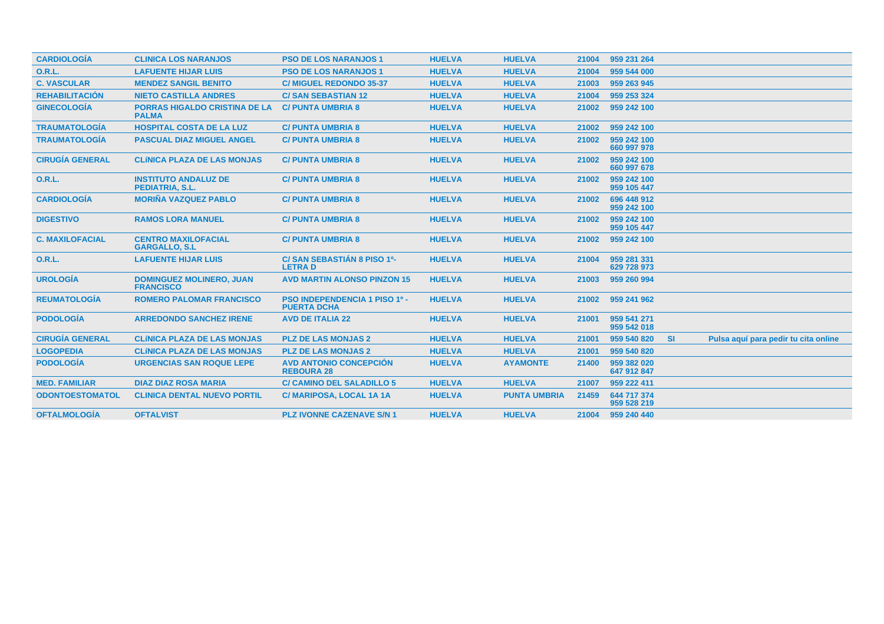| | | | | | | | | |
|---|---|---|---|---|---|---|---|---|
| CARDIOLOGÍA | CLINICA LOS NARANJOS | PSO DE LOS NARANJOS 1 | HUELVA | HUELVA | 21004 | 959 231 264 | | |
| O.R.L. | LAFUENTE HIJAR LUIS | PSO DE LOS NARANJOS 1 | HUELVA | HUELVA | 21004 | 959 544 000 | | |
| C. VASCULAR | MENDEZ SANGIL BENITO | C/ MIGUEL REDONDO 35-37 | HUELVA | HUELVA | 21003 | 959 263 945 | | |
| REHABILITACIÓN | NIETO CASTILLA ANDRES | C/ SAN SEBASTIAN 12 | HUELVA | HUELVA | 21004 | 959 253 324 | | |
| GINECOLOGÍA | PORRAS HIGALDO CRISTINA DE LA PALMA | C/ PUNTA UMBRIA 8 | HUELVA | HUELVA | 21002 | 959 242 100 | | |
| TRAUMATOLOGÍA | HOSPITAL COSTA DE LA LUZ | C/ PUNTA UMBRIA 8 | HUELVA | HUELVA | 21002 | 959 242 100 | | |
| TRAUMATOLOGÍA | PASCUAL DIAZ MIGUEL ANGEL | C/ PUNTA UMBRIA 8 | HUELVA | HUELVA | 21002 | 959 242 100<br>660 997 978 | | |
| CIRUGÍA GENERAL | CLíNICA PLAZA DE LAS MONJAS | C/ PUNTA UMBRIA 8 | HUELVA | HUELVA | 21002 | 959 242 100<br>660 997 678 | | |
| O.R.L. | INSTITUTO ANDALUZ DE PEDIATRIA, S.L. | C/ PUNTA UMBRIA 8 | HUELVA | HUELVA | 21002 | 959 242 100<br>959 105 447 | | |
| CARDIOLOGÍA | MORIÑA VAZQUEZ PABLO | C/ PUNTA UMBRIA 8 | HUELVA | HUELVA | 21002 | 696 448 912<br>959 242 100 | | |
| DIGESTIVO | RAMOS LORA MANUEL | C/ PUNTA UMBRIA 8 | HUELVA | HUELVA | 21002 | 959 242 100<br>959 105 447 | | |
| C. MAXILOFACIAL | CENTRO MAXILOFACIAL GARGALLO, S.L | C/ PUNTA UMBRIA 8 | HUELVA | HUELVA | 21002 | 959 242 100 | | |
| O.R.L. | LAFUENTE HIJAR LUIS | C/ SAN SEBASTIÁN 8 PISO 1º-LETRA D | HUELVA | HUELVA | 21004 | 959 281 331<br>629 728 973 | | |
| UROLOGÍA | DOMINGUEZ MOLINERO, JUAN FRANCISCO | AVD MARTIN ALONSO PINZON 15 | HUELVA | HUELVA | 21003 | 959 260 994 | | |
| REUMATOLOGÍA | ROMERO PALOMAR FRANCISCO | PSO INDEPENDENCIA 1 PISO 1º - PUERTA DCHA | HUELVA | HUELVA | 21002 | 959 241 962 | | |
| PODOLOGÍA | ARREDONDO SANCHEZ IRENE | AVD DE ITALIA 22 | HUELVA | HUELVA | 21001 | 959 541 271<br>959 542 018 | | |
| CIRUGÍA GENERAL | CLíNICA PLAZA DE LAS MONJAS | PLZ DE LAS MONJAS 2 | HUELVA | HUELVA | 21001 | 959 540 820 | SI | Pulsa aquí para pedir tu cita online |
| LOGOPEDIA | CLíNICA PLAZA DE LAS MONJAS | PLZ DE LAS MONJAS 2 | HUELVA | HUELVA | 21001 | 959 540 820 | | |
| PODOLOGÍA | URGENCIAS SAN ROQUE LEPE | AVD ANTONIO CONCEPCIÓN REBOURA 28 | HUELVA | AYAMONTE | 21400 | 959 382 020<br>647 912 847 | | |
| MED. FAMILIAR | DIAZ DIAZ ROSA MARIA | C/ CAMINO DEL SALADILLO 5 | HUELVA | HUELVA | 21007 | 959 222 411 | | |
| ODONTOESTOMATOL | CLINICA DENTAL NUEVO PORTIL | C/ MARIPOSA, LOCAL 1A 1A | HUELVA | PUNTA UMBRIA | 21459 | 644 717 374<br>959 528 219 | | |
| OFTALMOLOGÍA | OFTALVIST | PLZ IVONNE CAZENAVE S/N 1 | HUELVA | HUELVA | 21004 | 959 240 440 | | |